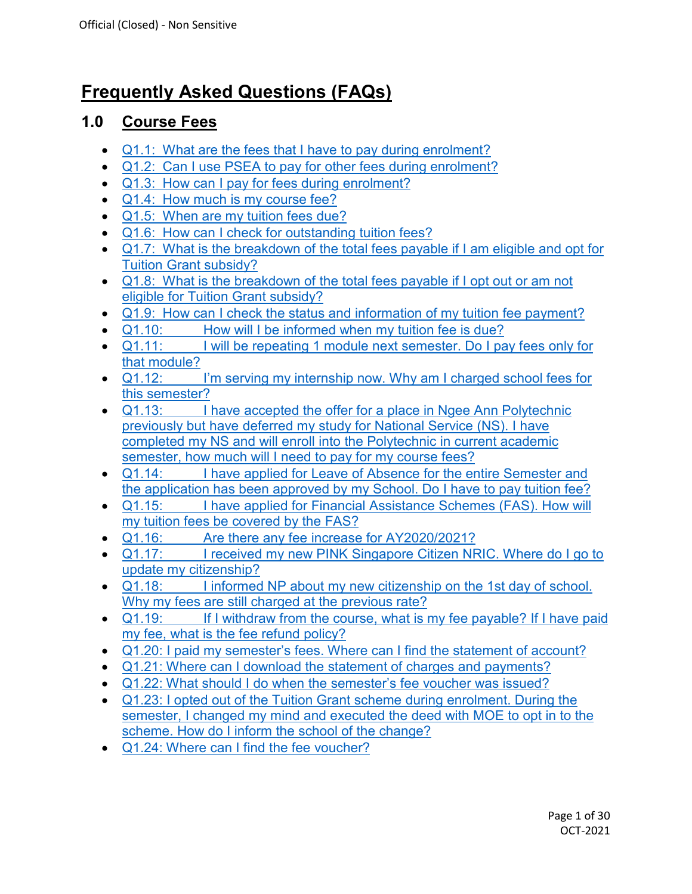# Frequently Asked Questions (FAQs)

## 1.0 Course Fees

- Q1.1: What are the fees that I have to pay during enrolment?
- Q1.2: Can I use PSEA to pay for other fees during enrolment?
- Q1.3: How can I pay for fees during enrolment?
- Q1.4: How much is my course fee?
- Q1.5: When are my tuition fees due?
- Q1.6: How can I check for outstanding tuition fees?
- Q1.7: What is the breakdown of the total fees payable if I am eligible and opt for Tuition Grant subsidy?
- Q1.8: What is the breakdown of the total fees payable if I opt out or am not eligible for Tuition Grant subsidy?
- Q1.9: How can I check the status and information of my tuition fee payment?
- Q1.10: How will I be informed when my tuition fee is due?
- Q1.11: I will be repeating 1 module next semester. Do I pay fees only for that module?
- Q1.12: I'm serving my internship now. Why am I charged school fees for this semester?
- Q1.13: I have accepted the offer for a place in Ngee Ann Polytechnic previously but have deferred my study for National Service (NS). I have completed my NS and will enroll into the Polytechnic in current academic semester, how much will I need to pay for my course fees?
- Q1.14: I have applied for Leave of Absence for the entire Semester and the application has been approved by my School. Do I have to pay tuition fee?
- Q1.15: I have applied for Financial Assistance Schemes (FAS). How will my tuition fees be covered by the FAS?
- Q1.16: Are there any fee increase for AY2020/2021?
- Q1.17: I received my new PINK Singapore Citizen NRIC. Where do I go to update my citizenship?
- Q1.18: I informed NP about my new citizenship on the 1st day of school. Why my fees are still charged at the previous rate?
- Q1.19: If I withdraw from the course, what is my fee payable? If I have paid my fee, what is the fee refund policy?
- Q1.20: I paid my semester's fees. Where can I find the statement of account?
- Q1.21: Where can I download the statement of charges and payments?
- Q1.22: What should I do when the semester's fee voucher was issued?
- Q1.23: I opted out of the Tuition Grant scheme during enrolment. During the semester, I changed my mind and executed the deed with MOE to opt in to the scheme. How do I inform the school of the change?
- Q1.24: Where can I find the fee voucher?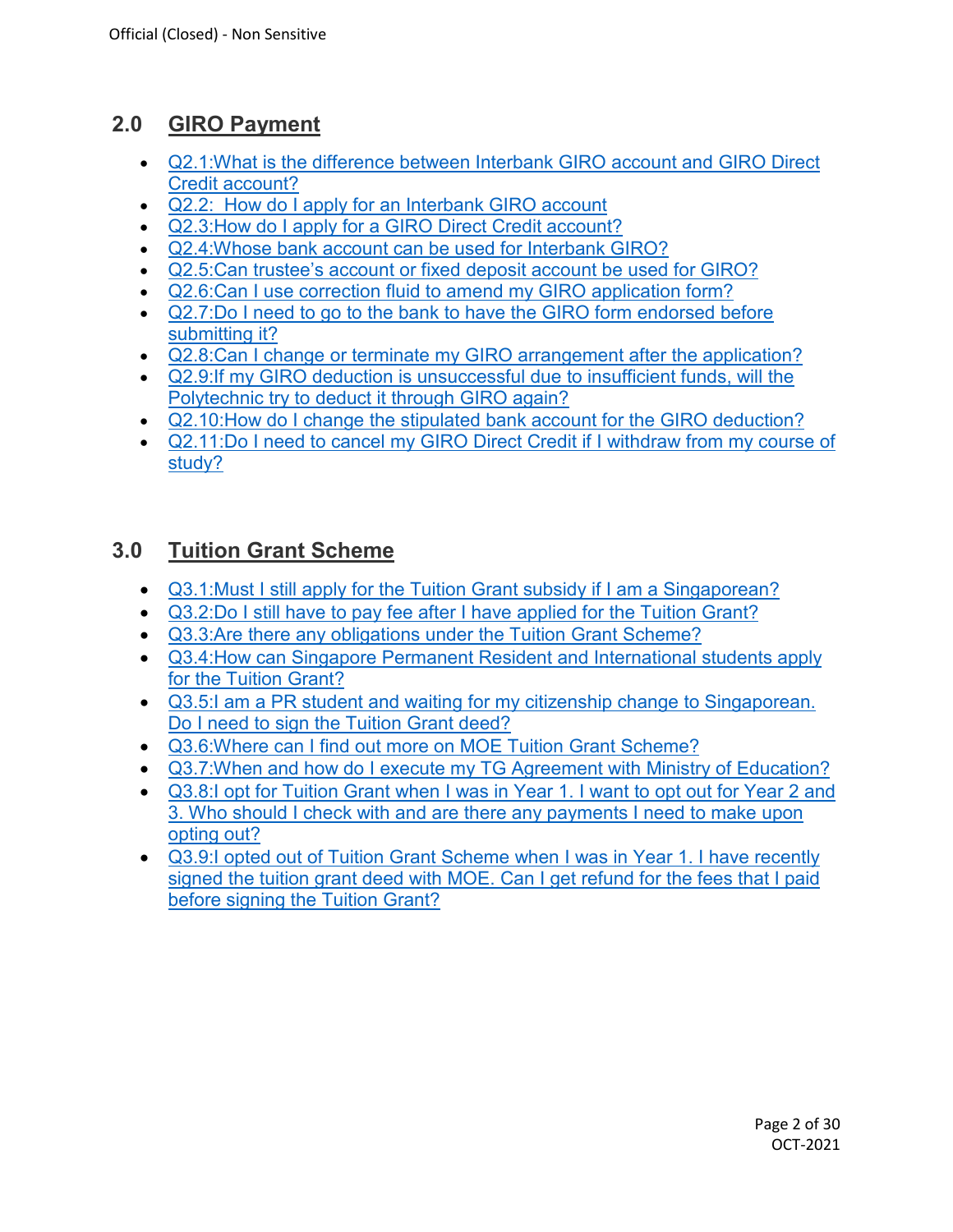## 2.0 GIRO Payment

- Q2.1:What is the difference between Interbank GIRO account and GIRO Direct Credit account?
- Q2.2: How do I apply for an Interbank GIRO account
- Q2.3:How do I apply for a GIRO Direct Credit account?
- Q2.4:Whose bank account can be used for Interbank GIRO?
- Q2.5:Can trustee's account or fixed deposit account be used for GIRO?
- Q2.6:Can I use correction fluid to amend my GIRO application form?
- Q2.7:Do I need to go to the bank to have the GIRO form endorsed before submitting it?
- Q2.8:Can I change or terminate my GIRO arrangement after the application?
- Q2.9:If my GIRO deduction is unsuccessful due to insufficient funds, will the Polytechnic try to deduct it through GIRO again?
- Q2.10:How do I change the stipulated bank account for the GIRO deduction?
- Q2.11:Do I need to cancel my GIRO Direct Credit if I withdraw from my course of study?

## 3.0 Tuition Grant Scheme

- Q3.1:Must I still apply for the Tuition Grant subsidy if I am a Singaporean?
- Q3.2:Do I still have to pay fee after I have applied for the Tuition Grant?
- Q3.3:Are there any obligations under the Tuition Grant Scheme?
- Q3.4:How can Singapore Permanent Resident and International students apply for the Tuition Grant?
- Q3.5:I am a PR student and waiting for my citizenship change to Singaporean. Do I need to sign the Tuition Grant deed?
- Q3.6:Where can I find out more on MOE Tuition Grant Scheme?
- Q3.7:When and how do I execute my TG Agreement with Ministry of Education?
- Q3.8:I opt for Tuition Grant when I was in Year 1. I want to opt out for Year 2 and 3. Who should I check with and are there any payments I need to make upon opting out?
- Q3.9:I opted out of Tuition Grant Scheme when I was in Year 1. I have recently signed the tuition grant deed with MOE. Can I get refund for the fees that I paid before signing the Tuition Grant?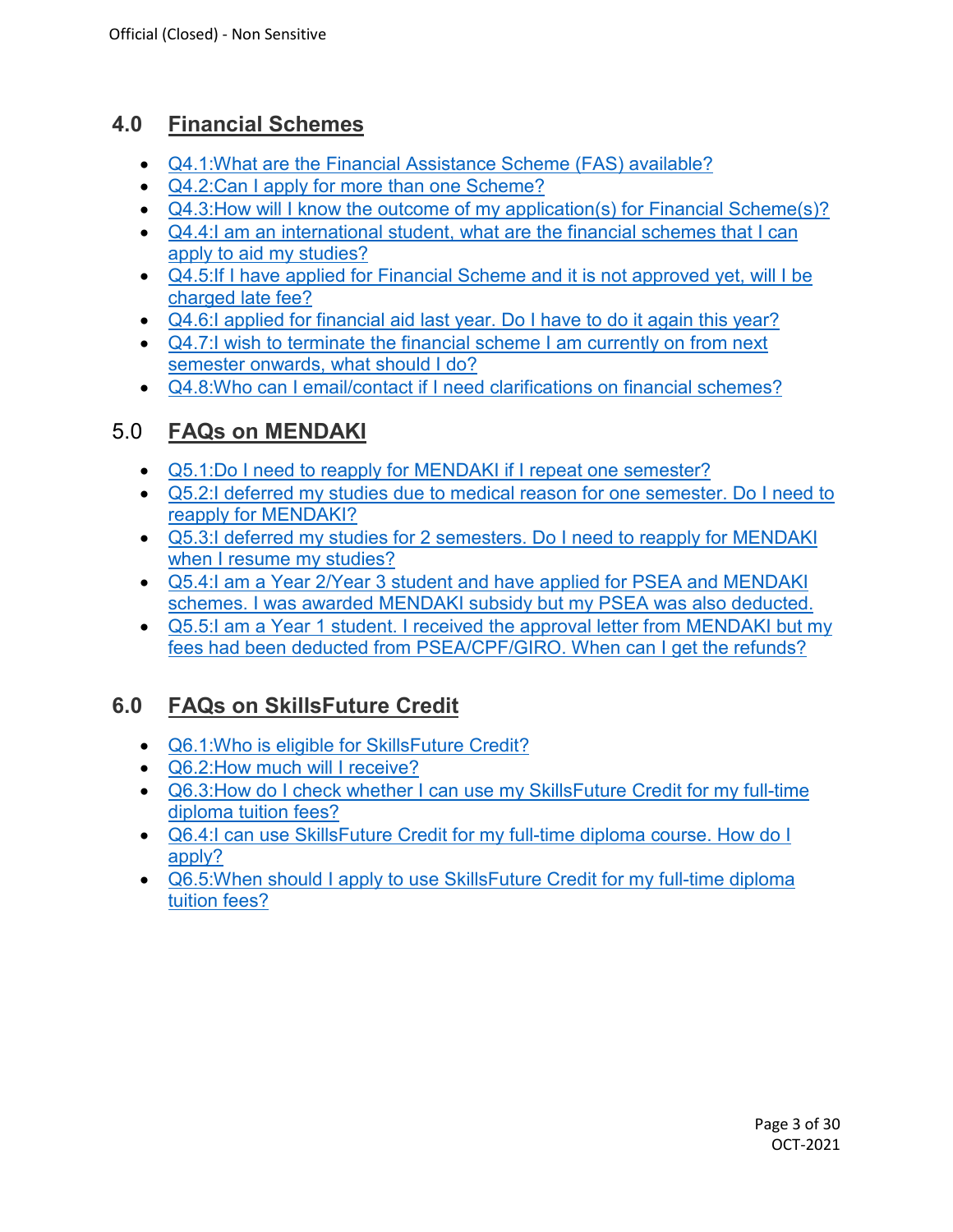## 4.0 Financial Schemes

- Q4.1:What are the Financial Assistance Scheme (FAS) available?
- Q4.2:Can I apply for more than one Scheme?
- Q4.3:How will I know the outcome of my application(s) for Financial Scheme(s)?
- Q4.4:I am an international student, what are the financial schemes that I can apply to aid my studies?
- Q4.5:If I have applied for Financial Scheme and it is not approved yet, will I be charged late fee?
- Q4.6:I applied for financial aid last year. Do I have to do it again this year?
- Q4.7:I wish to terminate the financial scheme I am currently on from next semester onwards, what should I do?
- Q4.8:Who can I email/contact if I need clarifications on financial schemes?

## 5.0 FAQs on MENDAKI

- Q5.1:Do I need to reapply for MENDAKI if I repeat one semester?
- Q5.2:I deferred my studies due to medical reason for one semester. Do I need to reapply for MENDAKI?
- Q5.3:I deferred my studies for 2 semesters. Do I need to reapply for MENDAKI when I resume my studies?
- Q5.4:I am a Year 2/Year 3 student and have applied for PSEA and MENDAKI schemes. I was awarded MENDAKI subsidy but my PSEA was also deducted.
- Q5.5:I am a Year 1 student. I received the approval letter from MENDAKI but my fees had been deducted from PSEA/CPF/GIRO. When can I get the refunds?

## 6.0 FAQs on SkillsFuture Credit

- Q6.1:Who is eligible for SkillsFuture Credit?
- Q6.2:How much will I receive?
- Q6.3:How do I check whether I can use my SkillsFuture Credit for my full-time diploma tuition fees?
- Q6.4:I can use SkillsFuture Credit for my full-time diploma course. How do I apply?
- Q6.5:When should I apply to use SkillsFuture Credit for my full-time diploma tuition fees?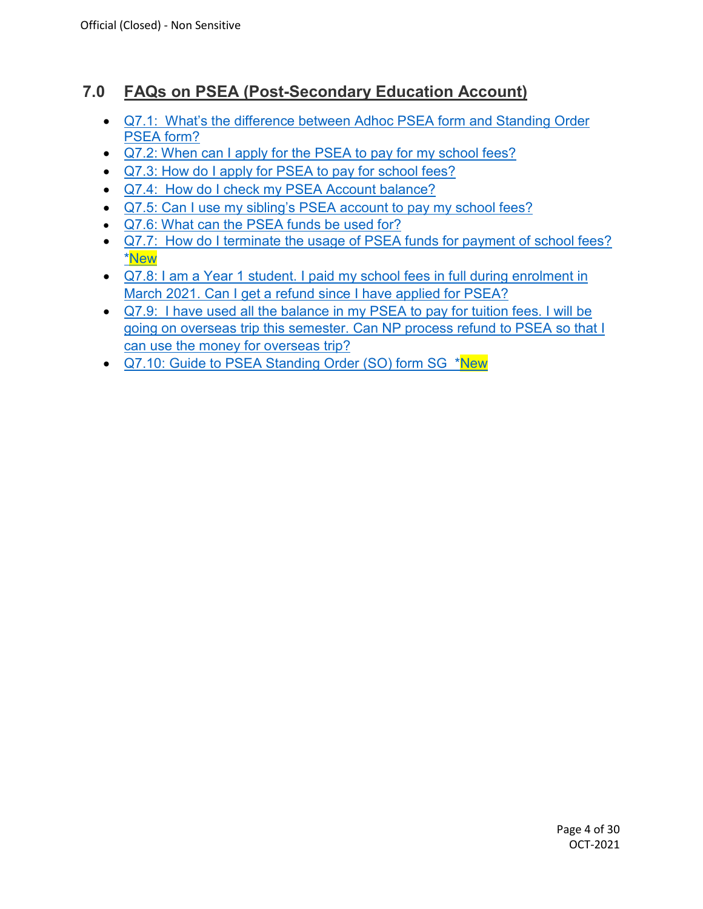## 7.0 FAQs on PSEA (Post-Secondary Education Account)

- Q7.1: What's the difference between Adhoc PSEA form and Standing Order PSEA form?
- Q7.2: When can I apply for the PSEA to pay for my school fees?
- Q7.3: How do I apply for PSEA to pay for school fees?
- Q7.4: How do I check my PSEA Account balance?
- Q7.5: Can I use my sibling's PSEA account to pay my school fees?
- Q7.6: What can the PSEA funds be used for?
- Q7.7: How do I terminate the usage of PSEA funds for payment of school fees? *New
- Q7.8: I am a Year 1 student. I paid my school fees in full during enrolment in March 2021. Can I get a refund since I have applied for PSEA?
- Q7.9: I have used all the balance in my PSEA to pay for tuition fees. I will be going on overseas trip this semester. Can NP process refund to PSEA so that I can use the money for overseas trip?
- Q7.10: Guide to PSEA Standing Order (SO) form SG *New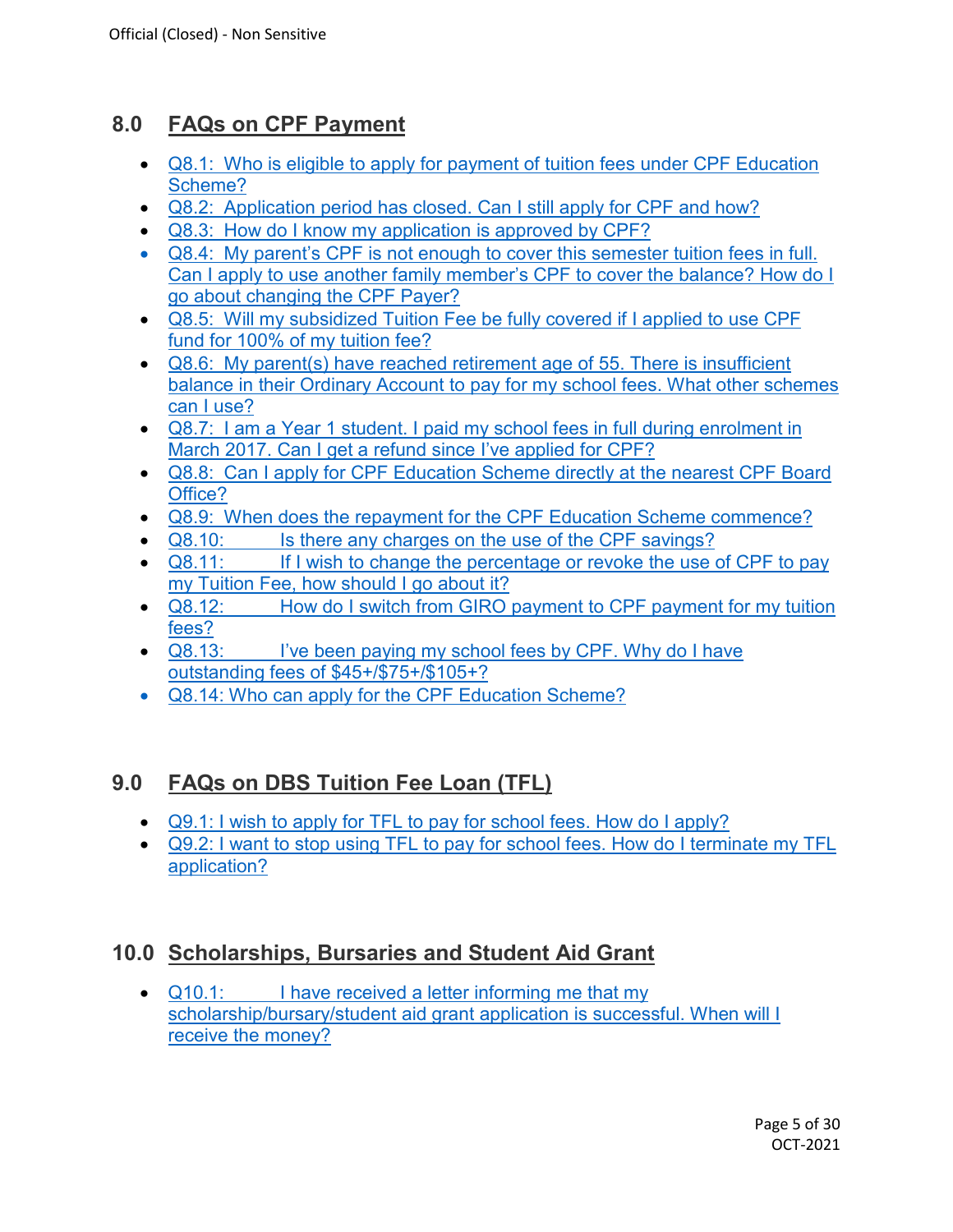## 8.0 FAQs on CPF Payment

- Q8.1: Who is eligible to apply for payment of tuition fees under CPF Education Scheme?
- Q8.2: Application period has closed. Can I still apply for CPF and how?
- Q8.3: How do I know my application is approved by CPF?
- Q8.4: My parent's CPF is not enough to cover this semester tuition fees in full. Can I apply to use another family member's CPF to cover the balance? How do I go about changing the CPF Payer?
- Q8.5: Will my subsidized Tuition Fee be fully covered if I applied to use CPF fund for 100% of my tuition fee?
- Q8.6: My parent(s) have reached retirement age of 55. There is insufficient balance in their Ordinary Account to pay for my school fees. What other schemes can I use?
- Q8.7: I am a Year 1 student. I paid my school fees in full during enrolment in March 2017. Can I get a refund since I've applied for CPF?
- Q8.8: Can I apply for CPF Education Scheme directly at the nearest CPF Board Office?
- Q8.9: When does the repayment for the CPF Education Scheme commence?
- Q8.10: Is there any charges on the use of the CPF savings?
- Q8.11: If I wish to change the percentage or revoke the use of CPF to pay my Tuition Fee, how should I go about it?
- Q8.12: How do I switch from GIRO payment to CPF payment for my tuition fees?
- Q8.13: I've been paying my school fees by CPF. Why do I have outstanding fees of $45+/$75+/$105+?
- Q8.14: Who can apply for the CPF Education Scheme?

## 9.0 FAQs on DBS Tuition Fee Loan (TFL)

- Q9.1: I wish to apply for TFL to pay for school fees. How do I apply?
- Q9.2: I want to stop using TFL to pay for school fees. How do I terminate my TFL application?

## 10.0 Scholarships, Bursaries and Student Aid Grant

- Q10.1: I have received a letter informing me that my scholarship/bursary/student aid grant application is successful. When will I receive the money?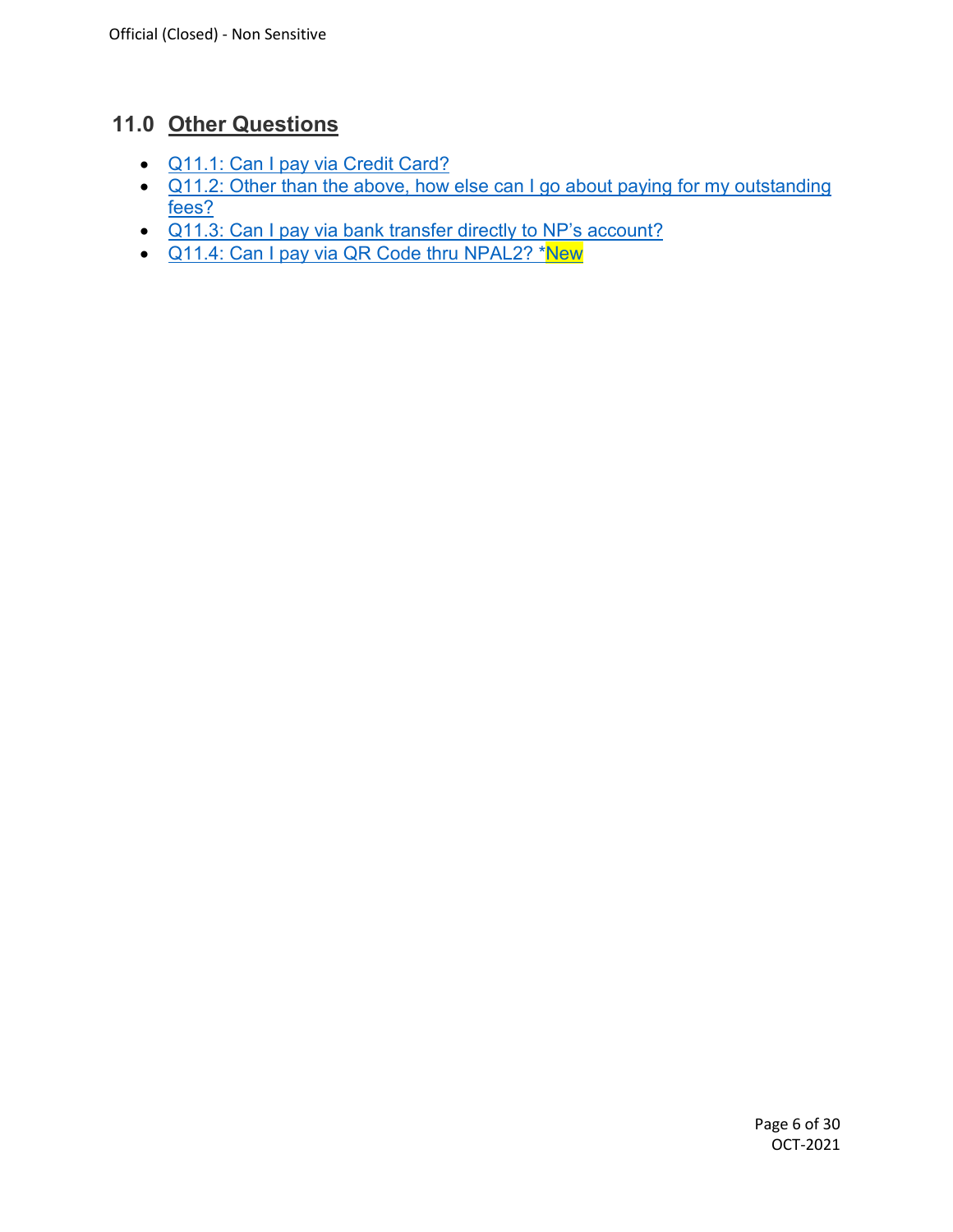## 11.0 Other Questions

- Q11.1: Can I pay via Credit Card?
- Q11.2: Other than the above, how else can I go about paying for my outstanding fees?
- Q11.3: Can I pay via bank transfer directly to NP's account?
- Q11.4: Can I pay via QR Code thru NPAL2? *New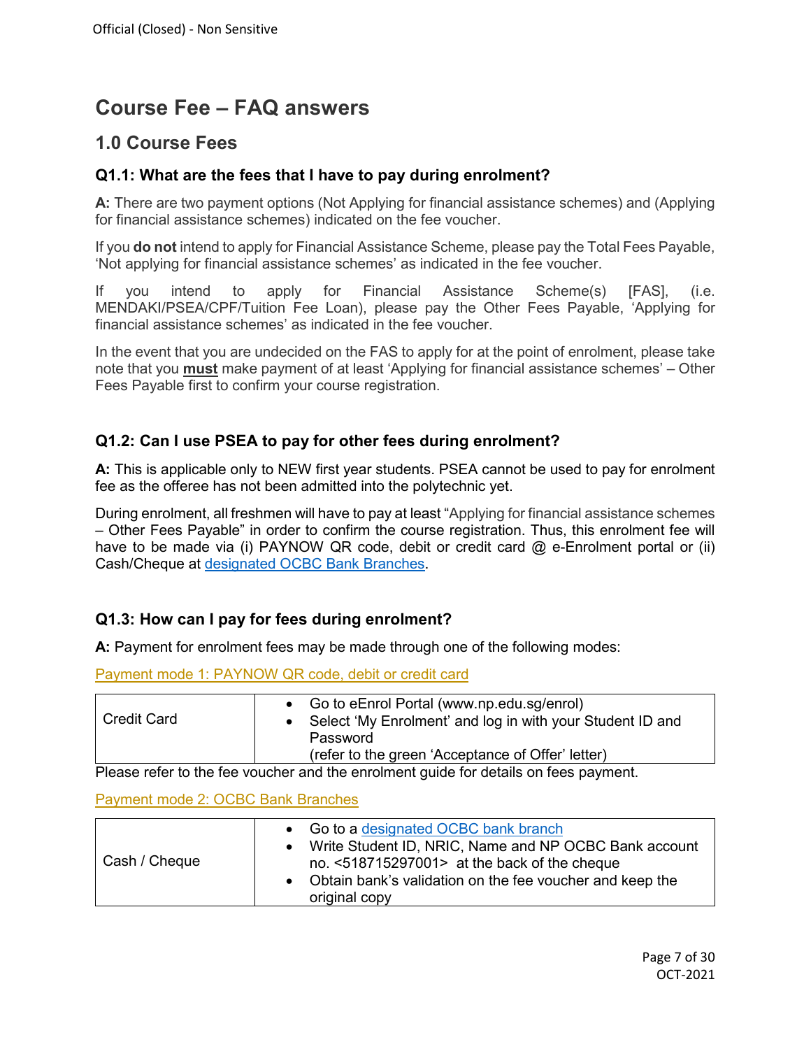# Course Fee – FAQ answers

## 1.0 Course Fees

### Q1.1: What are the fees that I have to pay during enrolment?

**A:** There are two payment options (Not Applying for financial assistance schemes) and (Applying for financial assistance schemes) indicated on the fee voucher.

If you **do not** intend to apply for Financial Assistance Scheme, please pay the Total Fees Payable, 'Not applying for financial assistance schemes' as indicated in the fee voucher.

If you intend to apply for Financial Assistance Scheme(s) [FAS], (i.e. MENDAKI/PSEA/CPF/Tuition Fee Loan), please pay the Other Fees Payable, 'Applying for financial assistance schemes' as indicated in the fee voucher.

In the event that you are undecided on the FAS to apply for at the point of enrolment, please take note that you **must** make payment of at least 'Applying for financial assistance schemes' – Other Fees Payable first to confirm your course registration.

### Q1.2: Can I use PSEA to pay for other fees during enrolment?

**A:** This is applicable only to NEW first year students. PSEA cannot be used to pay for enrolment fee as the offeree has not been admitted into the polytechnic yet.

During enrolment, all freshmen will have to pay at least "Applying for financial assistance schemes – Other Fees Payable" in order to confirm the course registration. Thus, this enrolment fee will have to be made via (i) PAYNOW QR code, debit or credit card @ e-Enrolment portal or (ii) Cash/Cheque at designated OCBC Bank Branches.

### Q1.3: How can I pay for fees during enrolment?

**A:** Payment for enrolment fees may be made through one of the following modes:

Payment mode 1: PAYNOW QR code, debit or credit card

| Credit Card | • Go to eEnrol Portal (www.np.edu.sg/enrol)<br>• Select 'My Enrolment' and log in with your Student ID and Password (refer to the green 'Acceptance of Offer' letter) |
|---|---|

Please refer to the fee voucher and the enrolment guide for details on fees payment.

Payment mode 2: OCBC Bank Branches

| Cash / Cheque | • Go to a designated OCBC bank branch<br>• Write Student ID, NRIC, Name and NP OCBC Bank account no. <518715297001> at the back of the cheque<br>• Obtain bank's validation on the fee voucher and keep the original copy |
|---|---|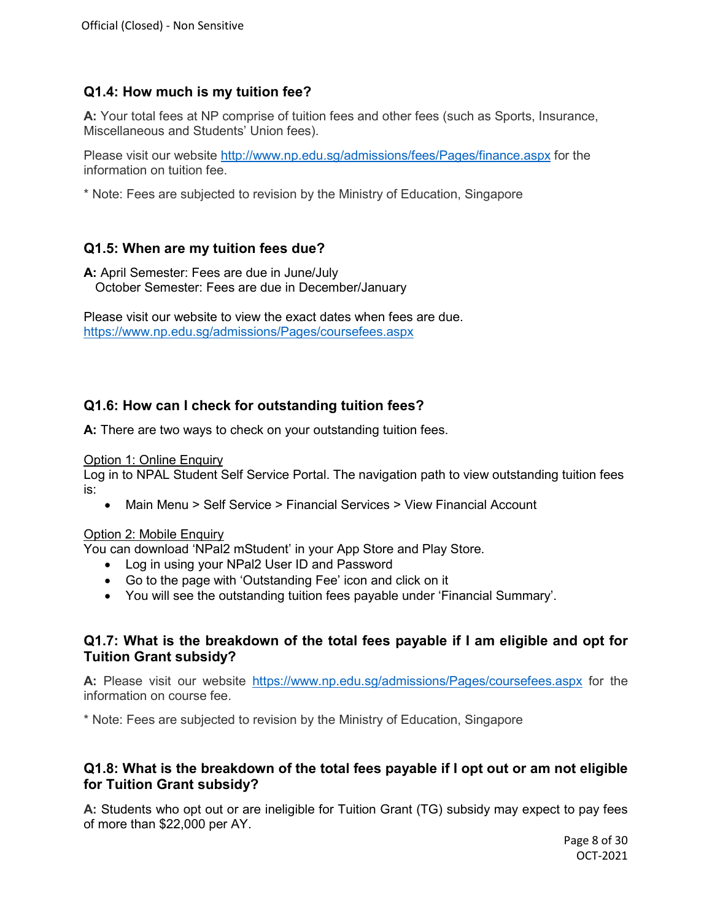### Q1.4: How much is my tuition fee?

**A:** Your total fees at NP comprise of tuition fees and other fees (such as Sports, Insurance, Miscellaneous and Students' Union fees).

Please visit our website [http://www.np.edu.sg/admissions/fees/Pages/finance.aspx](http://www.np.edu.sg/admissions/fees/Pages/finance.aspx) for the information on tuition fee.

* Note: Fees are subjected to revision by the Ministry of Education, Singapore

### Q1.5: When are my tuition fees due?

**A:** April Semester: Fees are due in June/July
October Semester: Fees are due in December/January

Please visit our website to view the exact dates when fees are due.
[https://www.np.edu.sg/admissions/Pages/coursefees.aspx](https://www.np.edu.sg/admissions/Pages/coursefees.aspx)

### Q1.6: How can I check for outstanding tuition fees?

**A:** There are two ways to check on your outstanding tuition fees.

<u>Option 1: Online Enquiry</u>
Log in to NPAL Student Self Service Portal. The navigation path to view outstanding tuition fees is:

- Main Menu > Self Service > Financial Services > View Financial Account

<u>Option 2: Mobile Enquiry</u>
You can download 'NPal2 mStudent' in your App Store and Play Store.

- Log in using your NPal2 User ID and Password
- Go to the page with 'Outstanding Fee' icon and click on it
- You will see the outstanding tuition fees payable under 'Financial Summary'.

### Q1.7: What is the breakdown of the total fees payable if I am eligible and opt for Tuition Grant subsidy?

**A:** Please visit our website [https://www.np.edu.sg/admissions/Pages/coursefees.aspx](https://www.np.edu.sg/admissions/Pages/coursefees.aspx) for the information on course fee.

* Note: Fees are subjected to revision by the Ministry of Education, Singapore

### Q1.8: What is the breakdown of the total fees payable if I opt out or am not eligible for Tuition Grant subsidy?

**A:** Students who opt out or are ineligible for Tuition Grant (TG) subsidy may expect to pay fees of more than $22,000 per AY.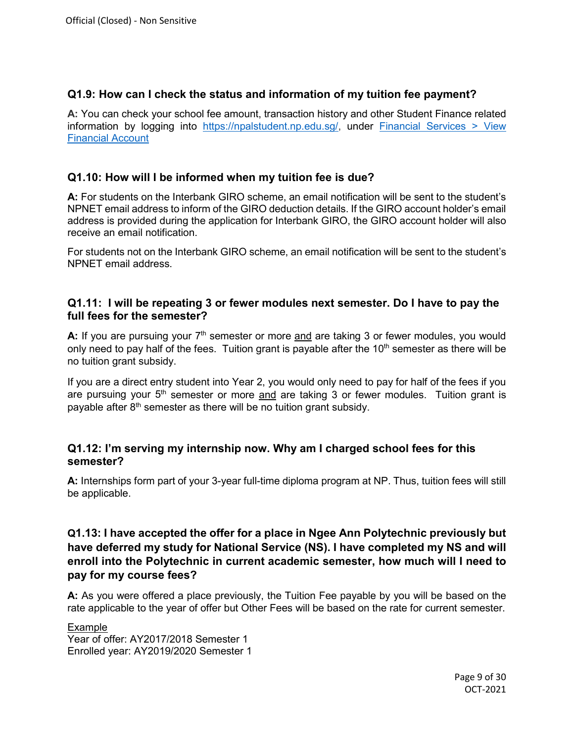### Q1.9: How can I check the status and information of my tuition fee payment?

**A:** You can check your school fee amount, transaction history and other Student Finance related information by logging into [https://npalstudent.np.edu.sg/](https://npalstudent.np.edu.sg/), under [Financial Services > View Financial Account](#)

### Q1.10: How will I be informed when my tuition fee is due?

**A:** For students on the Interbank GIRO scheme, an email notification will be sent to the student's NPNET email address to inform of the GIRO deduction details. If the GIRO account holder's email address is provided during the application for Interbank GIRO, the GIRO account holder will also receive an email notification.

For students not on the Interbank GIRO scheme, an email notification will be sent to the student's NPNET email address.

### Q1.11: I will be repeating 3 or fewer modules next semester. Do I have to pay the full fees for the semester?

**A:** If you are pursuing your 7th semester or more <u>and</u> are taking 3 or fewer modules, you would only need to pay half of the fees. Tuition grant is payable after the 10th semester as there will be no tuition grant subsidy.

If you are a direct entry student into Year 2, you would only need to pay for half of the fees if you are pursuing your 5th semester or more <u>and</u> are taking 3 or fewer modules. Tuition grant is payable after 8th semester as there will be no tuition grant subsidy.

### Q1.12: I'm serving my internship now. Why am I charged school fees for this semester?

**A:** Internships form part of your 3-year full-time diploma program at NP. Thus, tuition fees will still be applicable.

### Q1.13: I have accepted the offer for a place in Ngee Ann Polytechnic previously but have deferred my study for National Service (NS). I have completed my NS and will enroll into the Polytechnic in current academic semester, how much will I need to pay for my course fees?

**A:** As you were offered a place previously, the Tuition Fee payable by you will be based on the rate applicable to the year of offer but Other Fees will be based on the rate for current semester.

<u>Example</u>
Year of offer: AY2017/2018 Semester 1
Enrolled year: AY2019/2020 Semester 1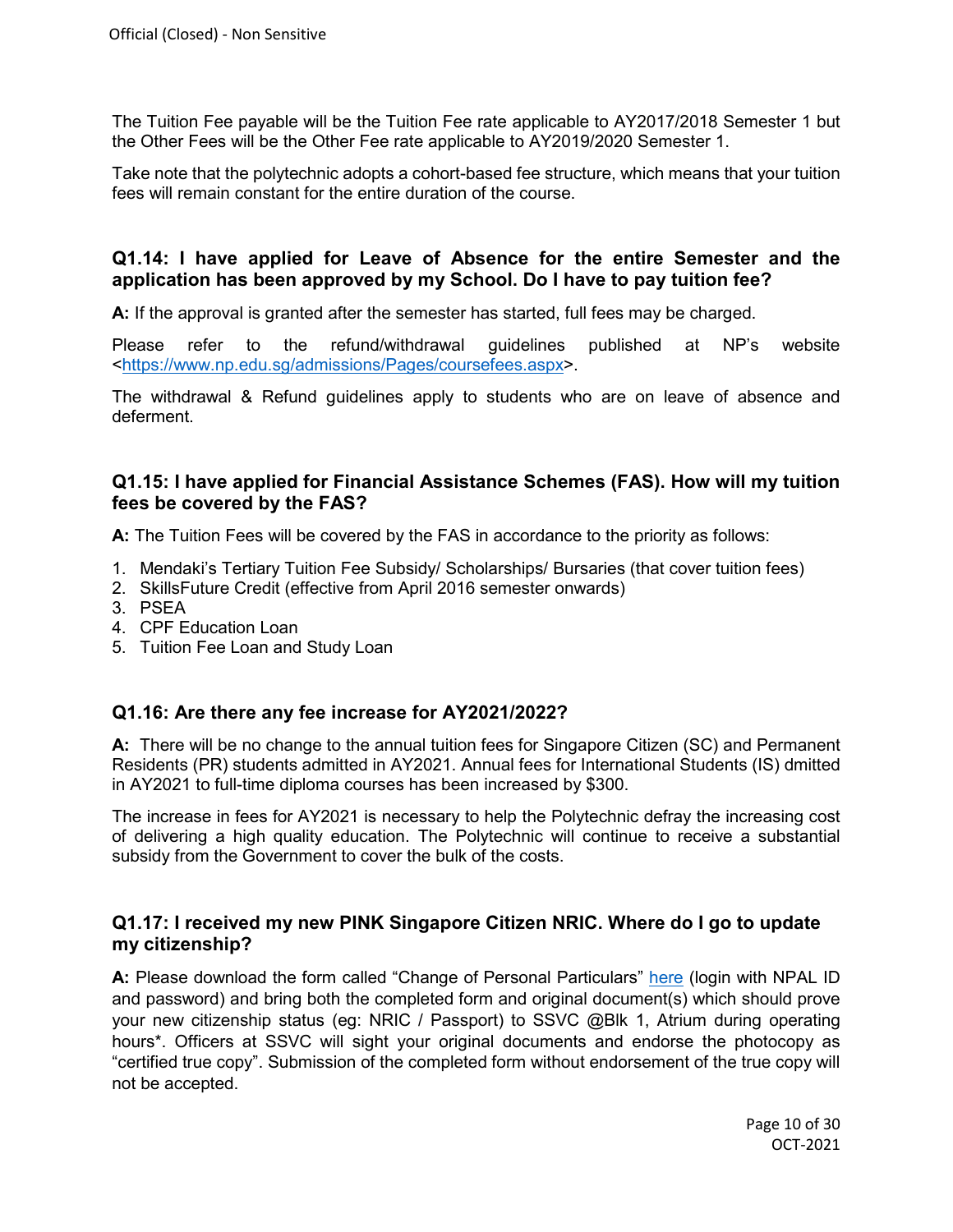The Tuition Fee payable will be the Tuition Fee rate applicable to AY2017/2018 Semester 1 but the Other Fees will be the Other Fee rate applicable to AY2019/2020 Semester 1.

Take note that the polytechnic adopts a cohort-based fee structure, which means that your tuition fees will remain constant for the entire duration of the course.

### Q1.14: I have applied for Leave of Absence for the entire Semester and the application has been approved by my School. Do I have to pay tuition fee?

**A:** If the approval is granted after the semester has started, full fees may be charged.

Please refer to the refund/withdrawal guidelines published at NP's website <https://www.np.edu.sg/admissions/Pages/coursefees.aspx>.

The withdrawal & Refund guidelines apply to students who are on leave of absence and deferment.

### Q1.15: I have applied for Financial Assistance Schemes (FAS). How will my tuition fees be covered by the FAS?

**A:** The Tuition Fees will be covered by the FAS in accordance to the priority as follows:

1. Mendaki's Tertiary Tuition Fee Subsidy/ Scholarships/ Bursaries (that cover tuition fees)
2. SkillsFuture Credit (effective from April 2016 semester onwards)
3. PSEA
4. CPF Education Loan
5. Tuition Fee Loan and Study Loan

### Q1.16: Are there any fee increase for AY2021/2022?

**A:** There will be no change to the annual tuition fees for Singapore Citizen (SC) and Permanent Residents (PR) students admitted in AY2021. Annual fees for International Students (IS) dmitted in AY2021 to full-time diploma courses has been increased by $300.

The increase in fees for AY2021 is necessary to help the Polytechnic defray the increasing cost of delivering a high quality education. The Polytechnic will continue to receive a substantial subsidy from the Government to cover the bulk of the costs.

### Q1.17: I received my new PINK Singapore Citizen NRIC. Where do I go to update my citizenship?

**A:** Please download the form called "Change of Personal Particulars" here (login with NPAL ID and password) and bring both the completed form and original document(s) which should prove your new citizenship status (eg: NRIC / Passport) to SSVC @Blk 1, Atrium during operating hours*. Officers at SSVC will sight your original documents and endorse the photocopy as "certified true copy". Submission of the completed form without endorsement of the true copy will not be accepted.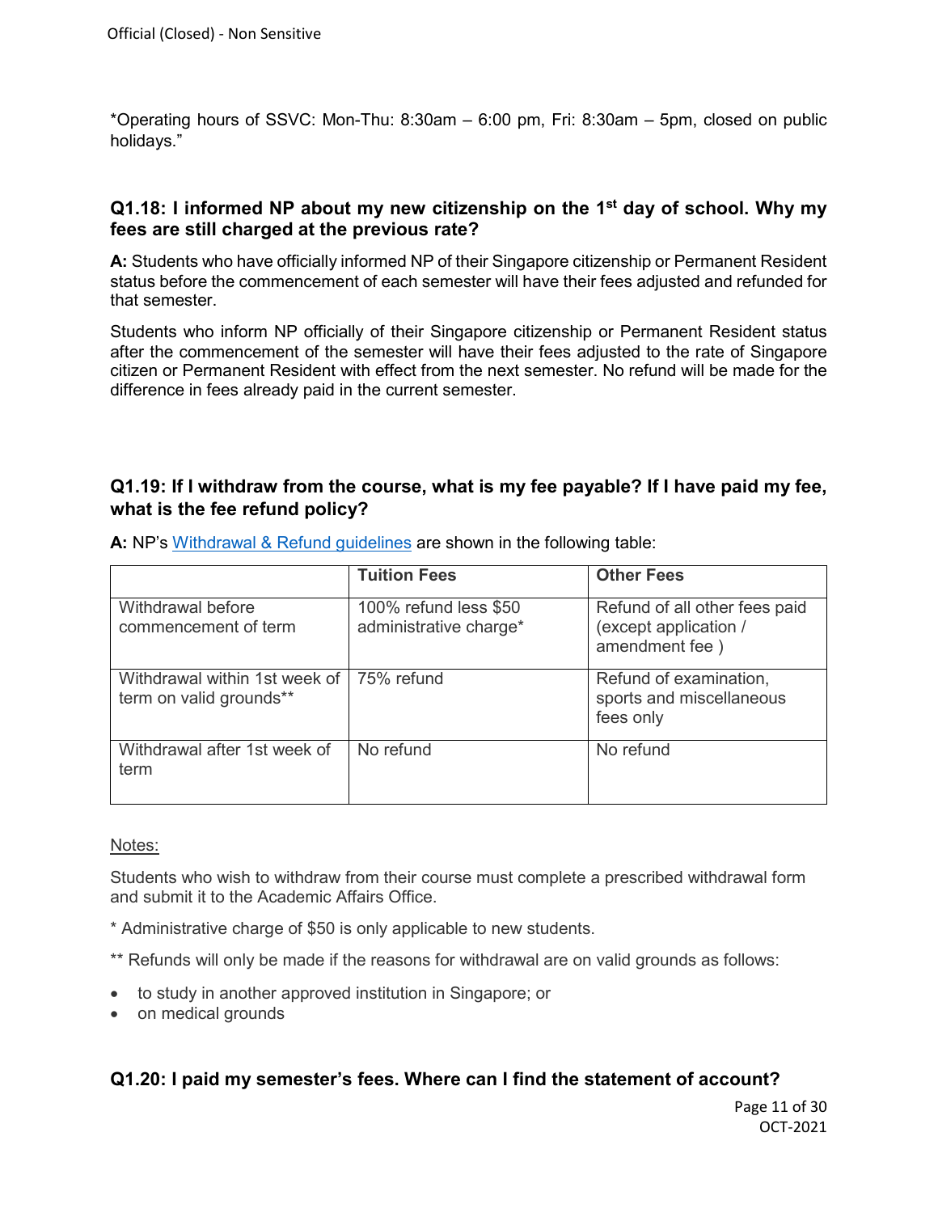*Operating hours of SSVC: Mon-Thu: 8:30am – 6:00 pm, Fri: 8:30am – 5pm, closed on public holidays."

### Q1.18: I informed NP about my new citizenship on the 1st day of school. Why my fees are still charged at the previous rate?

**A:** Students who have officially informed NP of their Singapore citizenship or Permanent Resident status before the commencement of each semester will have their fees adjusted and refunded for that semester.

Students who inform NP officially of their Singapore citizenship or Permanent Resident status after the commencement of the semester will have their fees adjusted to the rate of Singapore citizen or Permanent Resident with effect from the next semester. No refund will be made for the difference in fees already paid in the current semester.

### Q1.19: If I withdraw from the course, what is my fee payable? If I have paid my fee, what is the fee refund policy?

**A:** NP's Withdrawal & Refund guidelines are shown in the following table:

| | Tuition Fees | Other Fees |
|---|---|---|
| Withdrawal before commencement of term | 100% refund less $50 administrative charge* | Refund of all other fees paid (except application / amendment fee ) |
| Withdrawal within 1st week of term on valid grounds** | 75% refund | Refund of examination, sports and miscellaneous fees only |
| Withdrawal after 1st week of term | No refund | No refund |

Notes:

Students who wish to withdraw from their course must complete a prescribed withdrawal form and submit it to the Academic Affairs Office.

* Administrative charge of $50 is only applicable to new students.

** Refunds will only be made if the reasons for withdrawal are on valid grounds as follows:

- to study in another approved institution in Singapore; or
- on medical grounds

### Q1.20: I paid my semester's fees. Where can I find the statement of account?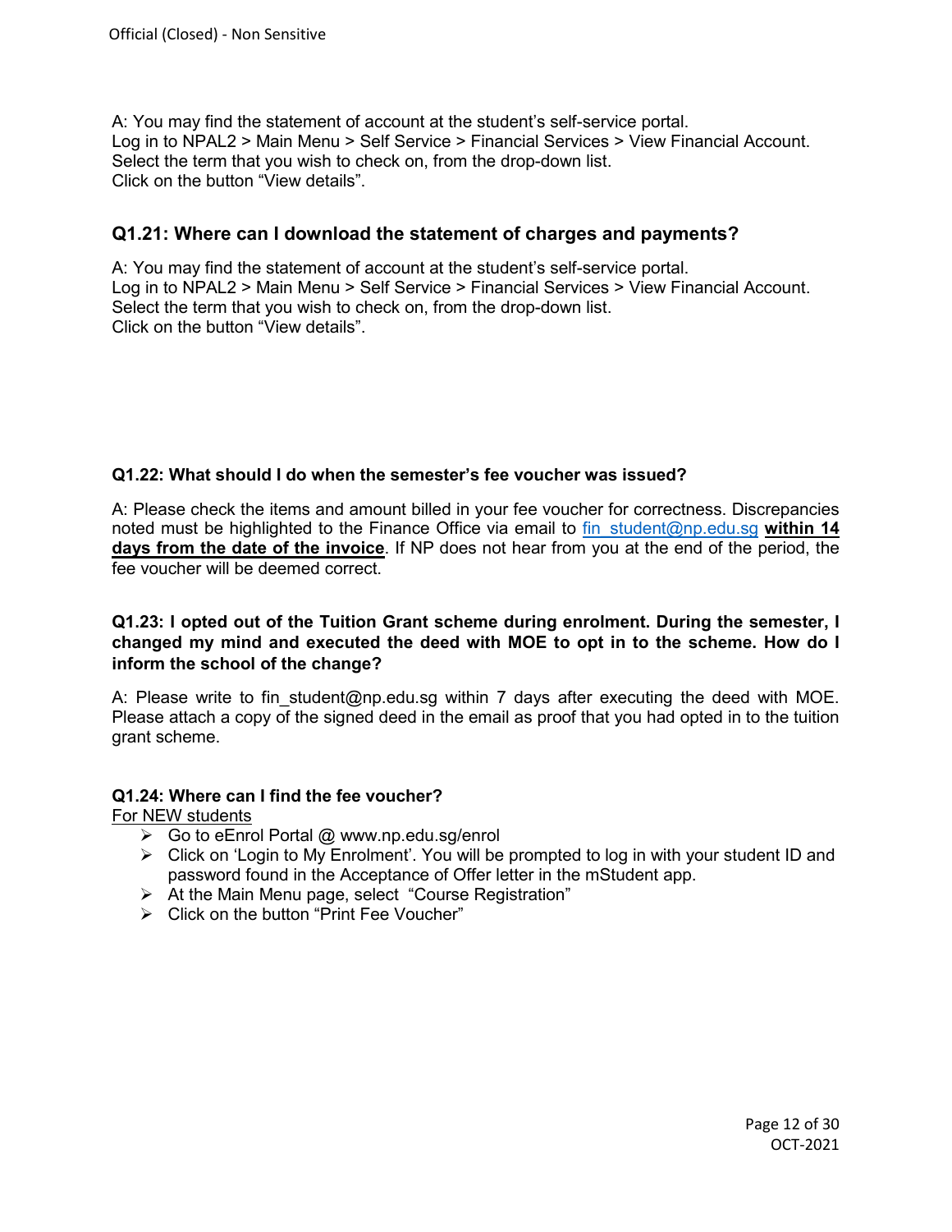A: You may find the statement of account at the student's self-service portal.
Log in to NPAL2 > Main Menu > Self Service > Financial Services > View Financial Account.
Select the term that you wish to check on, from the drop-down list.
Click on the button "View details".

### Q1.21: Where can I download the statement of charges and payments?

A: You may find the statement of account at the student's self-service portal.
Log in to NPAL2 > Main Menu > Self Service > Financial Services > View Financial Account.
Select the term that you wish to check on, from the drop-down list.
Click on the button "View details".

**Q1.22: What should I do when the semester's fee voucher was issued?**

A: Please check the items and amount billed in your fee voucher for correctness. Discrepancies noted must be highlighted to the Finance Office via email to fin_student@np.edu.sg **within 14 days from the date of the invoice**. If NP does not hear from you at the end of the period, the fee voucher will be deemed correct.

**Q1.23: I opted out of the Tuition Grant scheme during enrolment. During the semester, I changed my mind and executed the deed with MOE to opt in to the scheme. How do I inform the school of the change?**

A: Please write to fin_student@np.edu.sg within 7 days after executing the deed with MOE. Please attach a copy of the signed deed in the email as proof that you had opted in to the tuition grant scheme.

**Q1.24: Where can I find the fee voucher?**

For NEW students

- Go to eEnrol Portal @ www.np.edu.sg/enrol
- Click on 'Login to My Enrolment'. You will be prompted to log in with your student ID and password found in the Acceptance of Offer letter in the mStudent app.
- At the Main Menu page, select "Course Registration"
- Click on the button "Print Fee Voucher"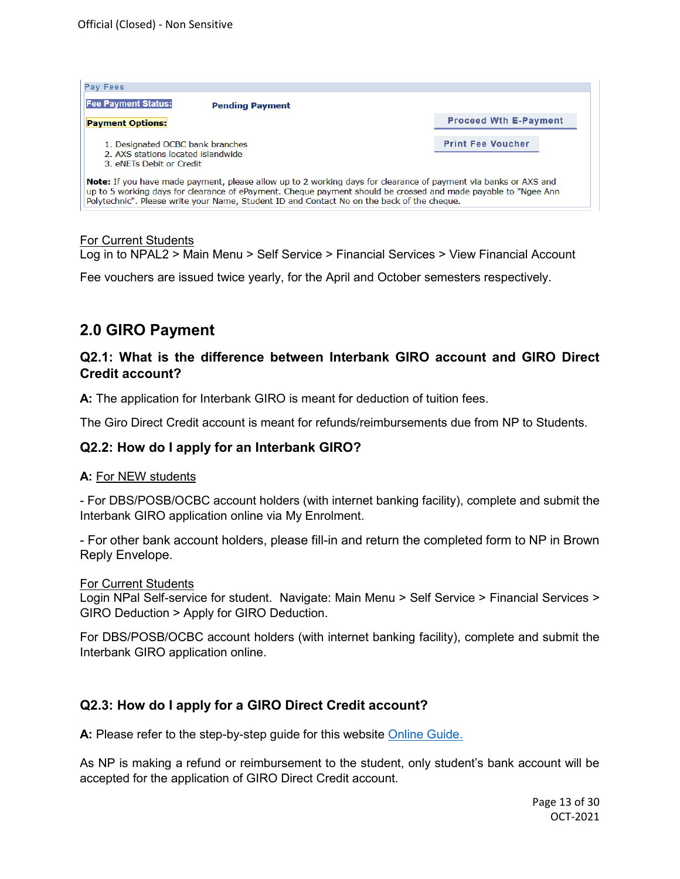Pay Fees

**Fee Payment Status:** Pending Payment

**Payment Options:**

Proceed Wth E-Payment

Print Fee Voucher

1. Designated OCBC bank branches
2. AXS stations located islandwide
3. eNETs Debit or Credit

**Note:** If you have made payment, please allow up to 2 working days for clearance of payment via banks or AXS and up to 5 working days for clearance of ePayment. Cheque payment should be crossed and made payable to "Ngee Ann Polytechnic". Please write your Name, Student ID and Contact No on the back of the cheque.

For Current Students
Log in to NPAL2 > Main Menu > Self Service > Financial Services > View Financial Account

Fee vouchers are issued twice yearly, for the April and October semesters respectively.

## 2.0 GIRO Payment

### Q2.1: What is the difference between Interbank GIRO account and GIRO Direct Credit account?

**A:** The application for Interbank GIRO is meant for deduction of tuition fees.

The Giro Direct Credit account is meant for refunds/reimbursements due from NP to Students.

### Q2.2: How do I apply for an Interbank GIRO?

**A:** For NEW students

- For DBS/POSB/OCBC account holders (with internet banking facility), complete and submit the Interbank GIRO application online via My Enrolment.

- For other bank account holders, please fill-in and return the completed form to NP in Brown Reply Envelope.

For Current Students
Login NPal Self-service for student. Navigate: Main Menu > Self Service > Financial Services > GIRO Deduction > Apply for GIRO Deduction.

For DBS/POSB/OCBC account holders (with internet banking facility), complete and submit the Interbank GIRO application online.

### Q2.3: How do I apply for a GIRO Direct Credit account?

**A:** Please refer to the step-by-step guide for this website Online Guide.

As NP is making a refund or reimbursement to the student, only student's bank account will be accepted for the application of GIRO Direct Credit account.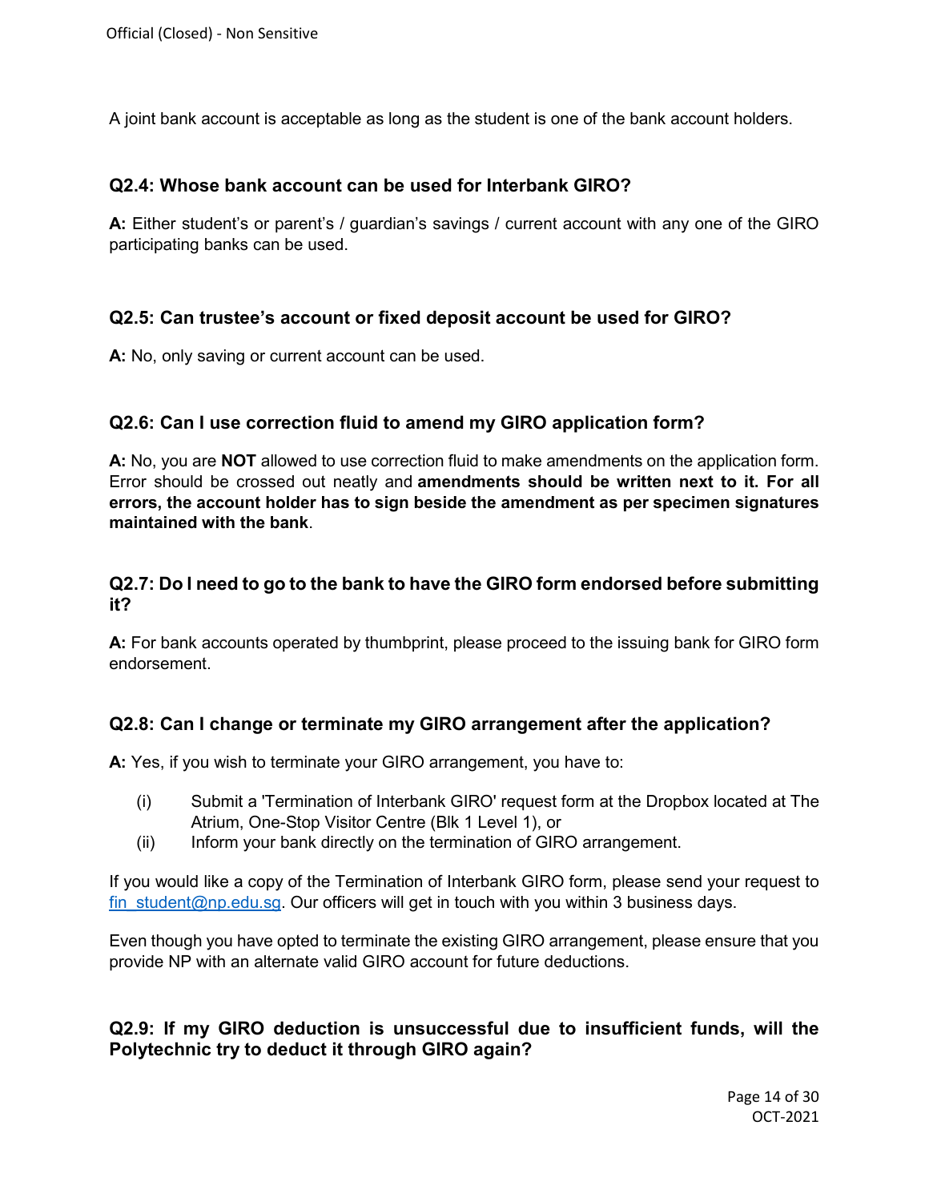A joint bank account is acceptable as long as the student is one of the bank account holders.

### Q2.4: Whose bank account can be used for Interbank GIRO?

**A:** Either student's or parent's / guardian's savings / current account with any one of the GIRO participating banks can be used.

### Q2.5: Can trustee's account or fixed deposit account be used for GIRO?

**A:** No, only saving or current account can be used.

### Q2.6: Can I use correction fluid to amend my GIRO application form?

**A:** No, you are **NOT** allowed to use correction fluid to make amendments on the application form. Error should be crossed out neatly and **amendments should be written next to it. For all errors, the account holder has to sign beside the amendment as per specimen signatures maintained with the bank**.

### Q2.7: Do I need to go to the bank to have the GIRO form endorsed before submitting it?

**A:** For bank accounts operated by thumbprint, please proceed to the issuing bank for GIRO form endorsement.

### Q2.8: Can I change or terminate my GIRO arrangement after the application?

**A:** Yes, if you wish to terminate your GIRO arrangement, you have to:

(i) Submit a 'Termination of Interbank GIRO' request form at the Dropbox located at The Atrium, One-Stop Visitor Centre (Blk 1 Level 1), or
(ii) Inform your bank directly on the termination of GIRO arrangement.

If you would like a copy of the Termination of Interbank GIRO form, please send your request to fin_student@np.edu.sg. Our officers will get in touch with you within 3 business days.

Even though you have opted to terminate the existing GIRO arrangement, please ensure that you provide NP with an alternate valid GIRO account for future deductions.

### Q2.9: If my GIRO deduction is unsuccessful due to insufficient funds, will the Polytechnic try to deduct it through GIRO again?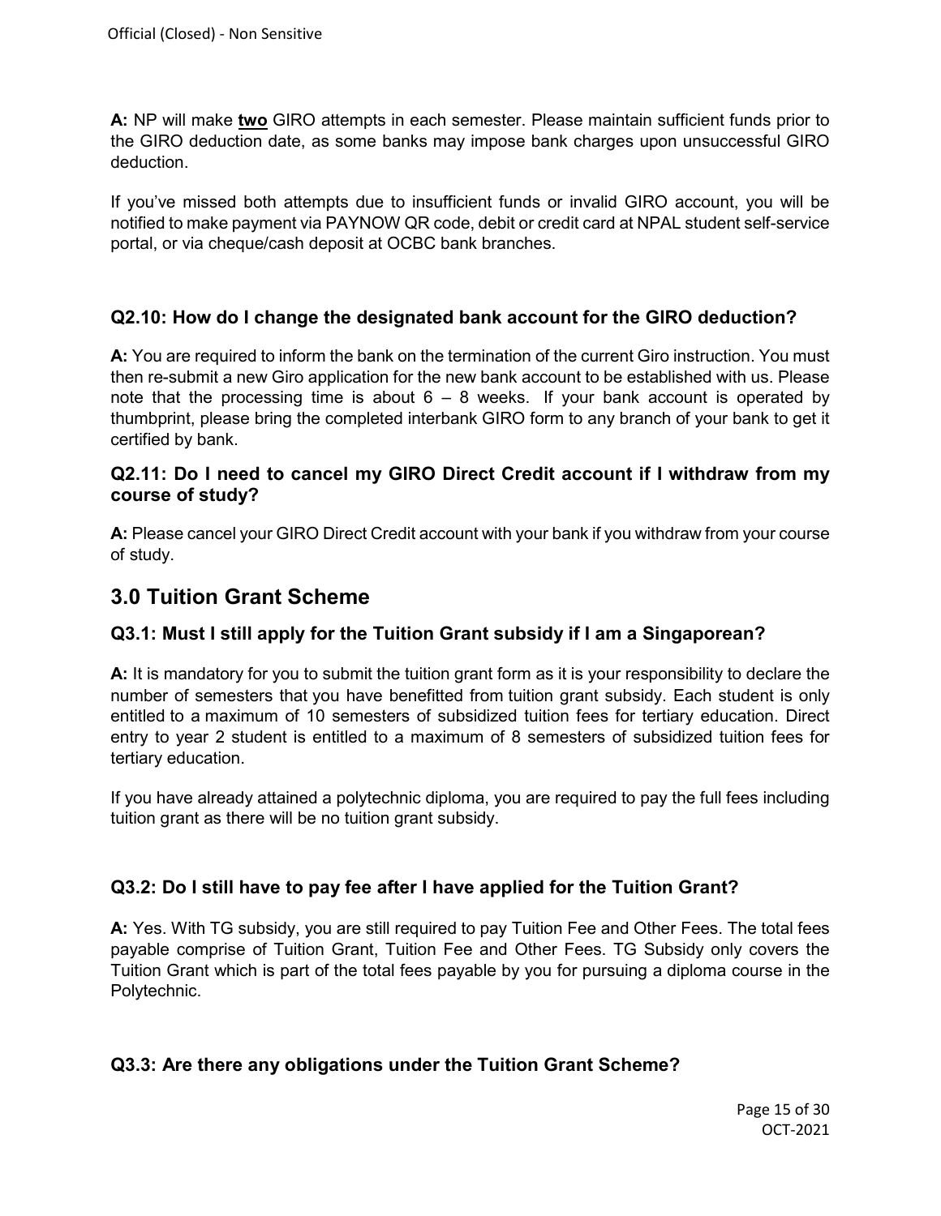**A:** NP will make **two** GIRO attempts in each semester. Please maintain sufficient funds prior to the GIRO deduction date, as some banks may impose bank charges upon unsuccessful GIRO deduction.

If you've missed both attempts due to insufficient funds or invalid GIRO account, you will be notified to make payment via PAYNOW QR code, debit or credit card at NPAL student self-service portal, or via cheque/cash deposit at OCBC bank branches.

### Q2.10: How do I change the designated bank account for the GIRO deduction?

**A:** You are required to inform the bank on the termination of the current Giro instruction. You must then re-submit a new Giro application for the new bank account to be established with us. Please note that the processing time is about 6 – 8 weeks. If your bank account is operated by thumbprint, please bring the completed interbank GIRO form to any branch of your bank to get it certified by bank.

### Q2.11: Do I need to cancel my GIRO Direct Credit account if I withdraw from my course of study?

**A:** Please cancel your GIRO Direct Credit account with your bank if you withdraw from your course of study.

## 3.0 Tuition Grant Scheme

### Q3.1: Must I still apply for the Tuition Grant subsidy if I am a Singaporean?

**A:** It is mandatory for you to submit the tuition grant form as it is your responsibility to declare the number of semesters that you have benefitted from tuition grant subsidy. Each student is only entitled to a maximum of 10 semesters of subsidized tuition fees for tertiary education. Direct entry to year 2 student is entitled to a maximum of 8 semesters of subsidized tuition fees for tertiary education.

If you have already attained a polytechnic diploma, you are required to pay the full fees including tuition grant as there will be no tuition grant subsidy.

### Q3.2: Do I still have to pay fee after I have applied for the Tuition Grant?

**A:** Yes. With TG subsidy, you are still required to pay Tuition Fee and Other Fees. The total fees payable comprise of Tuition Grant, Tuition Fee and Other Fees. TG Subsidy only covers the Tuition Grant which is part of the total fees payable by you for pursuing a diploma course in the Polytechnic.

### Q3.3: Are there any obligations under the Tuition Grant Scheme?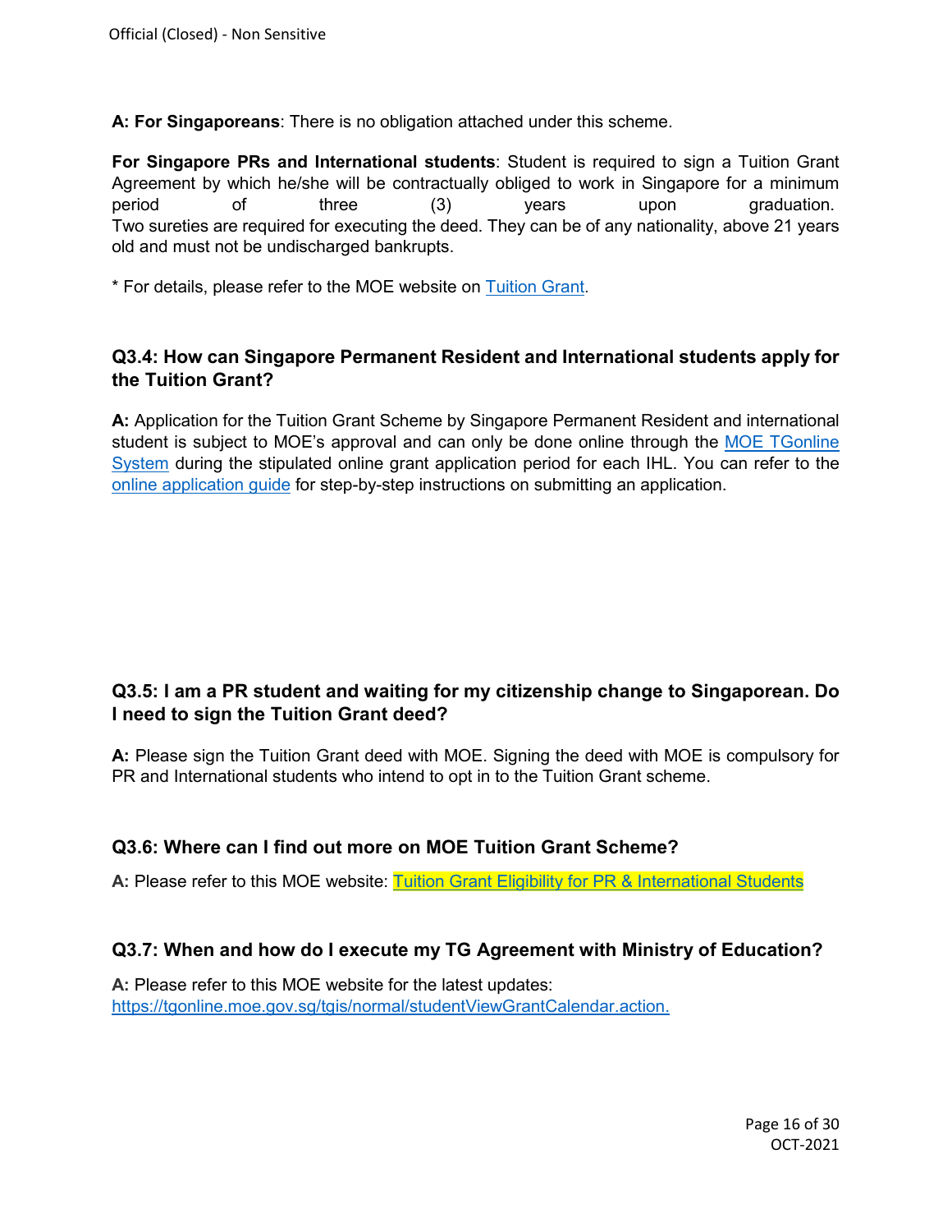**A: For Singaporeans**: There is no obligation attached under this scheme.

**For Singapore PRs and International students**: Student is required to sign a Tuition Grant Agreement by which he/she will be contractually obliged to work in Singapore for a minimum period of three (3) years upon graduation. Two sureties are required for executing the deed. They can be of any nationality, above 21 years old and must not be undischarged bankrupts.

* For details, please refer to the MOE website on Tuition Grant.

### Q3.4: How can Singapore Permanent Resident and International students apply for the Tuition Grant?

**A:** Application for the Tuition Grant Scheme by Singapore Permanent Resident and international student is subject to MOE's approval and can only be done online through the MOE TGonline System during the stipulated online grant application period for each IHL. You can refer to the online application guide for step-by-step instructions on submitting an application.

### Q3.5: I am a PR student and waiting for my citizenship change to Singaporean. Do I need to sign the Tuition Grant deed?

**A:** Please sign the Tuition Grant deed with MOE. Signing the deed with MOE is compulsory for PR and International students who intend to opt in to the Tuition Grant scheme.

### Q3.6: Where can I find out more on MOE Tuition Grant Scheme?

**A:** Please refer to this MOE website: Tuition Grant Eligibility for PR & International Students

### Q3.7: When and how do I execute my TG Agreement with Ministry of Education?

**A:** Please refer to this MOE website for the latest updates:
https://tgonline.moe.gov.sg/tgis/normal/studentViewGrantCalendar.action.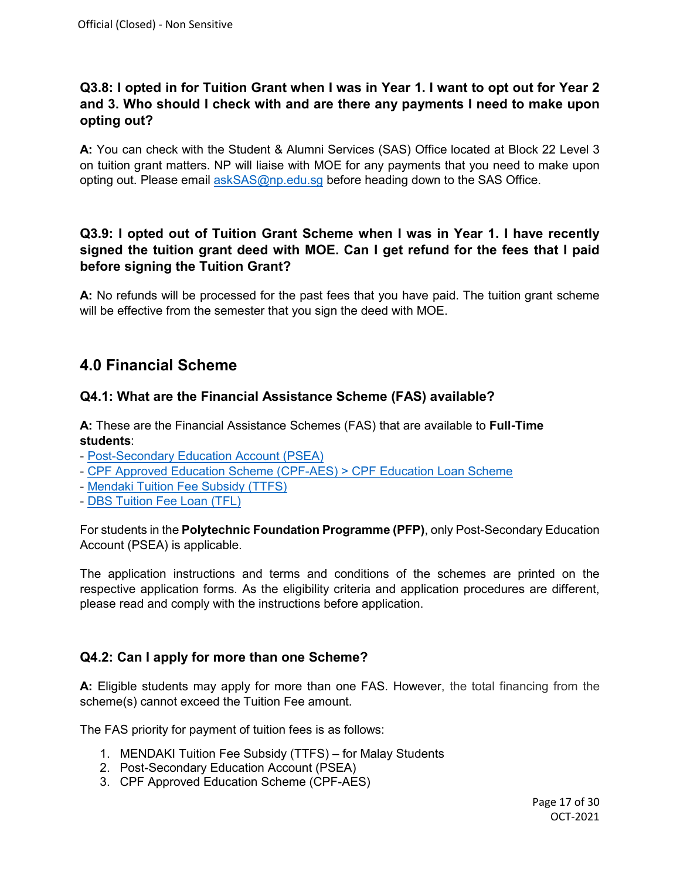**Q3.8: I opted in for Tuition Grant when I was in Year 1. I want to opt out for Year 2 and 3. Who should I check with and are there any payments I need to make upon opting out?**

**A:** You can check with the Student & Alumni Services (SAS) Office located at Block 22 Level 3 on tuition grant matters. NP will liaise with MOE for any payments that you need to make upon opting out. Please email askSAS@np.edu.sg before heading down to the SAS Office.

**Q3.9: I opted out of Tuition Grant Scheme when I was in Year 1. I have recently signed the tuition grant deed with MOE. Can I get refund for the fees that I paid before signing the Tuition Grant?**

**A:** No refunds will be processed for the past fees that you have paid. The tuition grant scheme will be effective from the semester that you sign the deed with MOE.

## 4.0 Financial Scheme

**Q4.1: What are the Financial Assistance Scheme (FAS) available?**

**A:** These are the Financial Assistance Schemes (FAS) that are available to **Full-Time students**:

- Post-Secondary Education Account (PSEA)
- CPF Approved Education Scheme (CPF-AES) > CPF Education Loan Scheme
- Mendaki Tuition Fee Subsidy (TTFS)
- DBS Tuition Fee Loan (TFL)

For students in the **Polytechnic Foundation Programme (PFP)**, only Post-Secondary Education Account (PSEA) is applicable.

The application instructions and terms and conditions of the schemes are printed on the respective application forms. As the eligibility criteria and application procedures are different, please read and comply with the instructions before application.

**Q4.2: Can I apply for more than one Scheme?**

**A:** Eligible students may apply for more than one FAS. However, the total financing from the scheme(s) cannot exceed the Tuition Fee amount.

The FAS priority for payment of tuition fees is as follows:

1. MENDAKI Tuition Fee Subsidy (TTFS) – for Malay Students
2. Post-Secondary Education Account (PSEA)
3. CPF Approved Education Scheme (CPF-AES)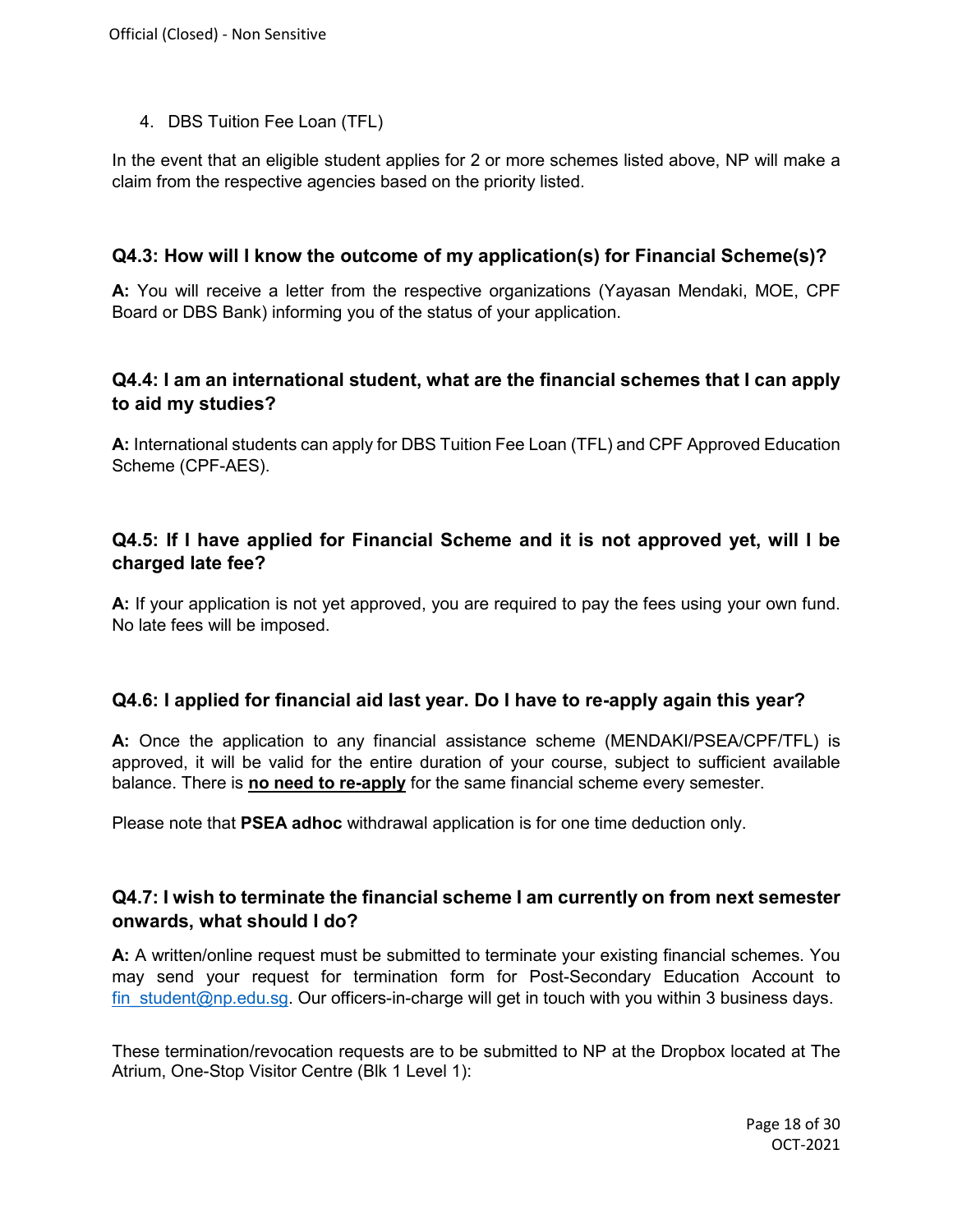4. DBS Tuition Fee Loan (TFL)

In the event that an eligible student applies for 2 or more schemes listed above, NP will make a claim from the respective agencies based on the priority listed.

### Q4.3: How will I know the outcome of my application(s) for Financial Scheme(s)?

**A:** You will receive a letter from the respective organizations (Yayasan Mendaki, MOE, CPF Board or DBS Bank) informing you of the status of your application.

### Q4.4: I am an international student, what are the financial schemes that I can apply to aid my studies?

**A:** International students can apply for DBS Tuition Fee Loan (TFL) and CPF Approved Education Scheme (CPF-AES).

### Q4.5: If I have applied for Financial Scheme and it is not approved yet, will I be charged late fee?

**A:** If your application is not yet approved, you are required to pay the fees using your own fund. No late fees will be imposed.

### Q4.6: I applied for financial aid last year. Do I have to re-apply again this year?

**A:** Once the application to any financial assistance scheme (MENDAKI/PSEA/CPF/TFL) is approved, it will be valid for the entire duration of your course, subject to sufficient available balance. There is **no need to re-apply** for the same financial scheme every semester.

Please note that **PSEA adhoc** withdrawal application is for one time deduction only.

### Q4.7: I wish to terminate the financial scheme I am currently on from next semester onwards, what should I do?

**A:** A written/online request must be submitted to terminate your existing financial schemes. You may send your request for termination form for Post-Secondary Education Account to fin_student@np.edu.sg. Our officers-in-charge will get in touch with you within 3 business days.

These termination/revocation requests are to be submitted to NP at the Dropbox located at The Atrium, One-Stop Visitor Centre (Blk 1 Level 1):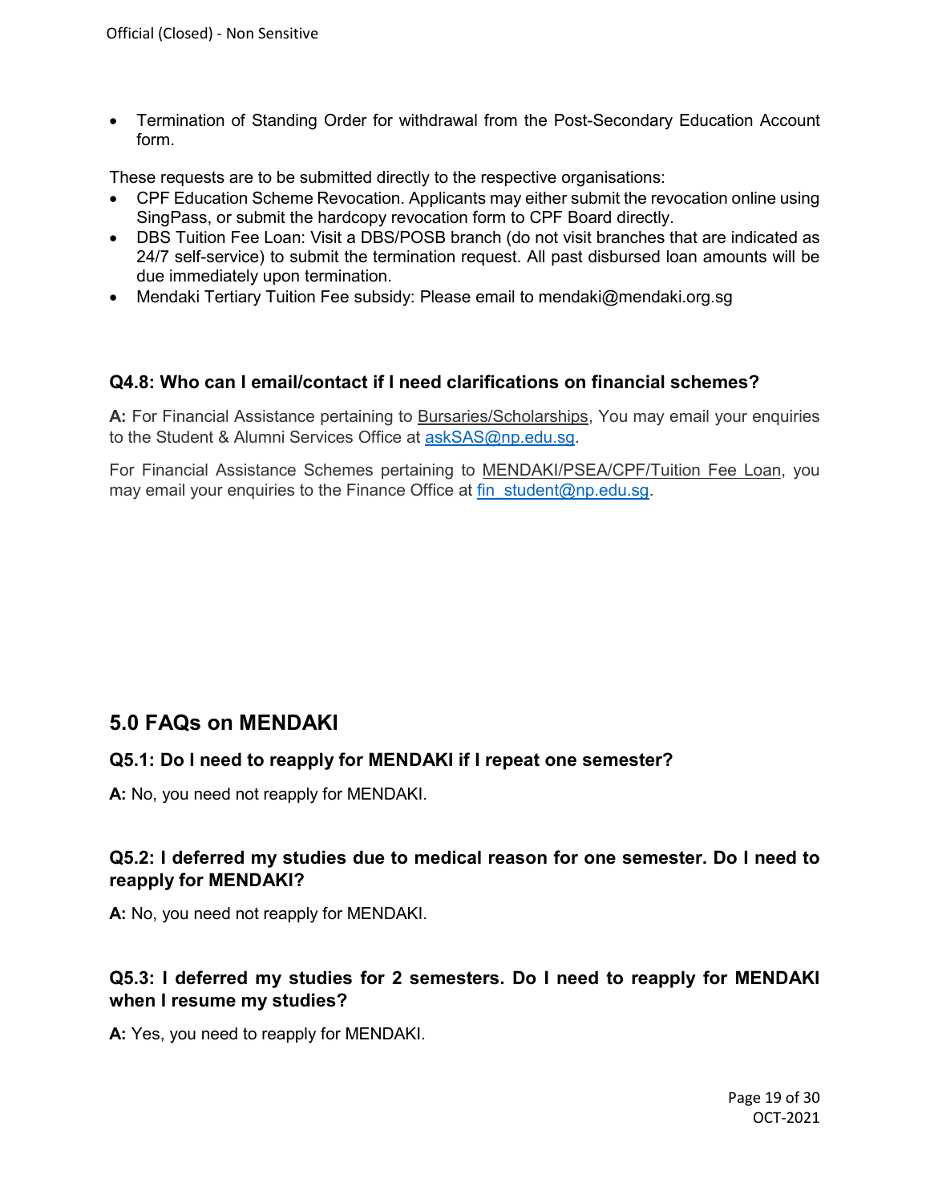- Termination of Standing Order for withdrawal from the Post-Secondary Education Account form.

These requests are to be submitted directly to the respective organisations:

- CPF Education Scheme Revocation. Applicants may either submit the revocation online using SingPass, or submit the hardcopy revocation form to CPF Board directly.
- DBS Tuition Fee Loan: Visit a DBS/POSB branch (do not visit branches that are indicated as 24/7 self-service) to submit the termination request. All past disbursed loan amounts will be due immediately upon termination.
- Mendaki Tertiary Tuition Fee subsidy: Please email to mendaki@mendaki.org.sg

### Q4.8: Who can I email/contact if I need clarifications on financial schemes?

**A:** For Financial Assistance pertaining to Bursaries/Scholarships, You may email your enquiries to the Student & Alumni Services Office at askSAS@np.edu.sg.

For Financial Assistance Schemes pertaining to MENDAKI/PSEA/CPF/Tuition Fee Loan, you may email your enquiries to the Finance Office at fin_student@np.edu.sg.

## 5.0 FAQs on MENDAKI

### Q5.1: Do I need to reapply for MENDAKI if I repeat one semester?

**A:** No, you need not reapply for MENDAKI.

### Q5.2: I deferred my studies due to medical reason for one semester. Do I need to reapply for MENDAKI?

**A:** No, you need not reapply for MENDAKI.

### Q5.3: I deferred my studies for 2 semesters. Do I need to reapply for MENDAKI when I resume my studies?

**A:** Yes, you need to reapply for MENDAKI.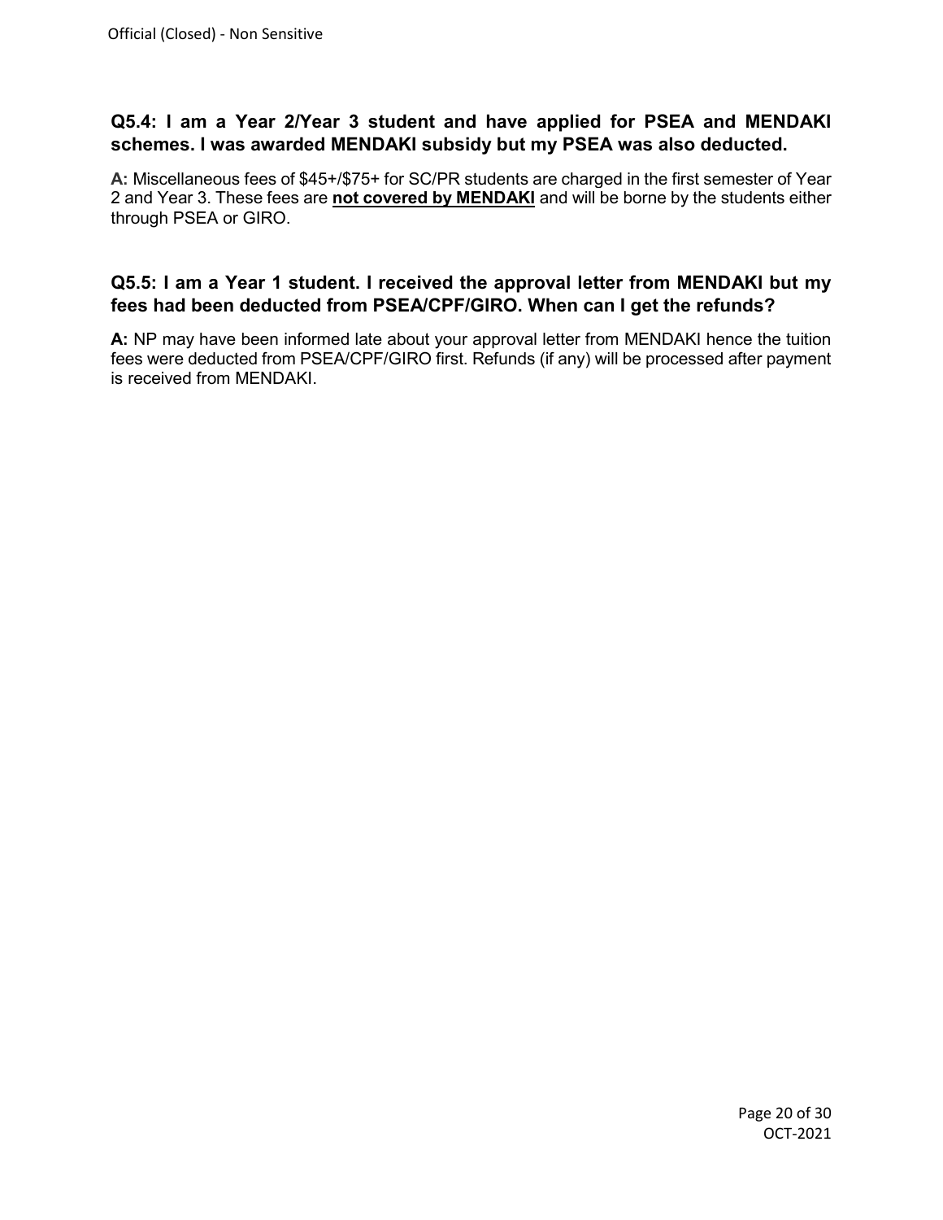### Q5.4: I am a Year 2/Year 3 student and have applied for PSEA and MENDAKI schemes. I was awarded MENDAKI subsidy but my PSEA was also deducted.

**A:** Miscellaneous fees of $45+/$75+ for SC/PR students are charged in the first semester of Year 2 and Year 3. These fees are **not covered by MENDAKI** and will be borne by the students either through PSEA or GIRO.

### Q5.5: I am a Year 1 student. I received the approval letter from MENDAKI but my fees had been deducted from PSEA/CPF/GIRO. When can I get the refunds?

**A:** NP may have been informed late about your approval letter from MENDAKI hence the tuition fees were deducted from PSEA/CPF/GIRO first. Refunds (if any) will be processed after payment is received from MENDAKI.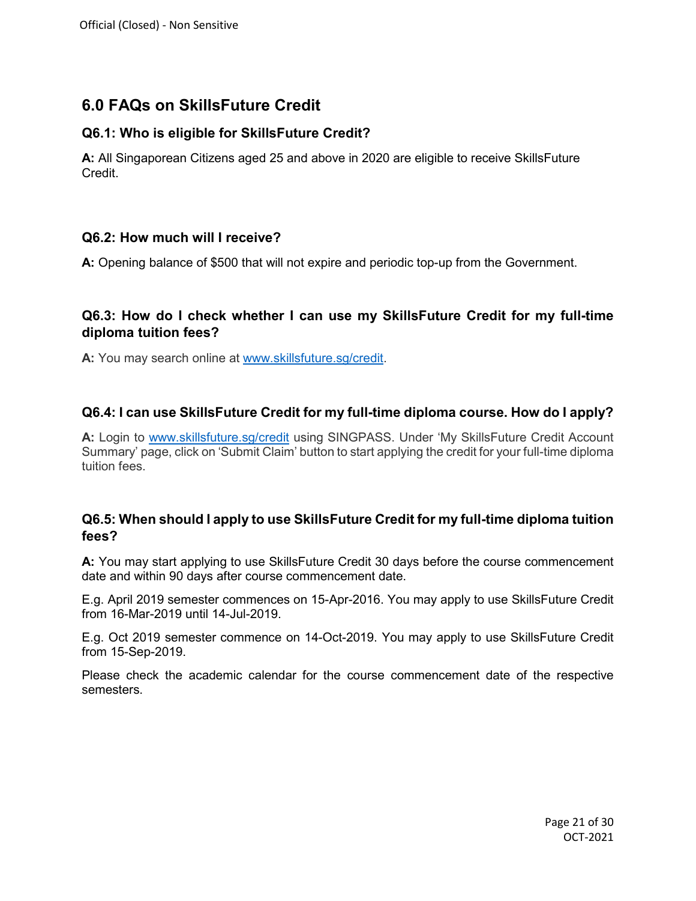## 6.0 FAQs on SkillsFuture Credit

### Q6.1: Who is eligible for SkillsFuture Credit?

**A:** All Singaporean Citizens aged 25 and above in 2020 are eligible to receive SkillsFuture Credit.

### Q6.2: How much will I receive?

**A:** Opening balance of $500 that will not expire and periodic top-up from the Government.

### Q6.3: How do I check whether I can use my SkillsFuture Credit for my full-time diploma tuition fees?

**A:** You may search online at [www.skillsfuture.sg/credit](http://www.skillsfuture.sg/credit).

### Q6.4: I can use SkillsFuture Credit for my full-time diploma course. How do I apply?

**A:** Login to [www.skillsfuture.sg/credit](http://www.skillsfuture.sg/credit) using SINGPASS. Under 'My SkillsFuture Credit Account Summary' page, click on 'Submit Claim' button to start applying the credit for your full-time diploma tuition fees.

### Q6.5: When should I apply to use SkillsFuture Credit for my full-time diploma tuition fees?

**A:** You may start applying to use SkillsFuture Credit 30 days before the course commencement date and within 90 days after course commencement date.

E.g. April 2019 semester commences on 15-Apr-2016. You may apply to use SkillsFuture Credit from 16-Mar-2019 until 14-Jul-2019.

E.g. Oct 2019 semester commence on 14-Oct-2019. You may apply to use SkillsFuture Credit from 15-Sep-2019.

Please check the academic calendar for the course commencement date of the respective semesters.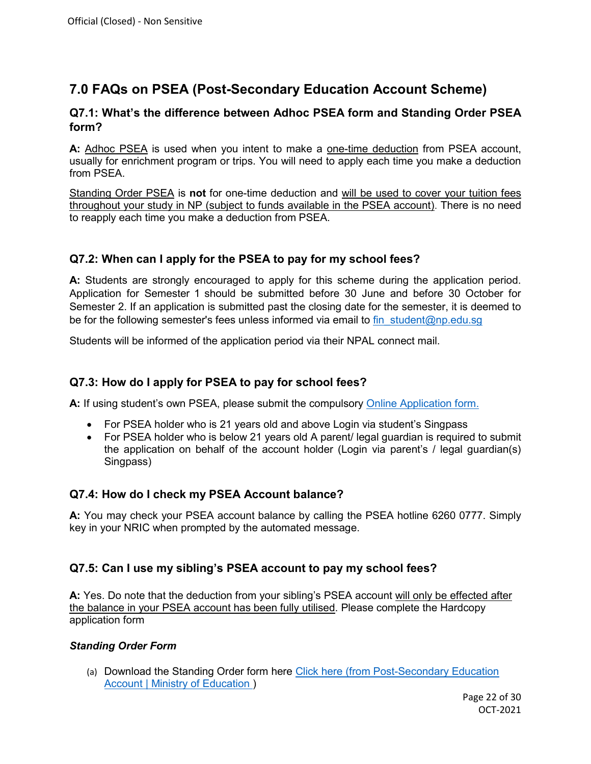## 7.0 FAQs on PSEA (Post-Secondary Education Account Scheme)

### Q7.1: What's the difference between Adhoc PSEA form and Standing Order PSEA form?

**A:** Adhoc PSEA is used when you intent to make a one-time deduction from PSEA account, usually for enrichment program or trips. You will need to apply each time you make a deduction from PSEA.

Standing Order PSEA is **not** for one-time deduction and will be used to cover your tuition fees throughout your study in NP (subject to funds available in the PSEA account). There is no need to reapply each time you make a deduction from PSEA.

### Q7.2: When can I apply for the PSEA to pay for my school fees?

**A:** Students are strongly encouraged to apply for this scheme during the application period. Application for Semester 1 should be submitted before 30 June and before 30 October for Semester 2. If an application is submitted past the closing date for the semester, it is deemed to be for the following semester's fees unless informed via email to fin_student@np.edu.sg

Students will be informed of the application period via their NPAL connect mail.

### Q7.3: How do I apply for PSEA to pay for school fees?

**A:** If using student's own PSEA, please submit the compulsory Online Application form.

- For PSEA holder who is 21 years old and above Login via student's Singpass
- For PSEA holder who is below 21 years old A parent/ legal guardian is required to submit the application on behalf of the account holder (Login via parent's / legal guardian(s) Singpass)

### Q7.4: How do I check my PSEA Account balance?

**A:** You may check your PSEA account balance by calling the PSEA hotline 6260 0777. Simply key in your NRIC when prompted by the automated message.

### Q7.5: Can I use my sibling's PSEA account to pay my school fees?

**A:** Yes. Do note that the deduction from your sibling's PSEA account will only be effected after the balance in your PSEA account has been fully utilised. Please complete the Hardcopy application form

***Standing Order Form***

(a) Download the Standing Order form here Click here (from Post-Secondary Education Account | Ministry of Education )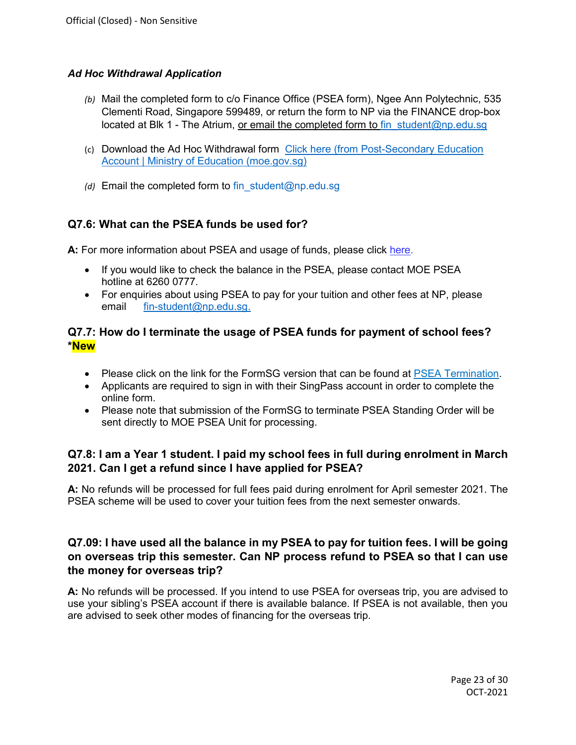***Ad Hoc Withdrawal Application***

*(b)* Mail the completed form to c/o Finance Office (PSEA form), Ngee Ann Polytechnic, 535 Clementi Road, Singapore 599489, or return the form to NP via the FINANCE drop-box located at Blk 1 - The Atrium, or email the completed form to fin_student@np.edu.sg

(c) Download the Ad Hoc Withdrawal form Click here (from Post-Secondary Education Account | Ministry of Education (moe.gov.sg)

*(d)* Email the completed form to fin_student@np.edu.sg

### Q7.6: What can the PSEA funds be used for?

**A:** For more information about PSEA and usage of funds, please click here.

- If you would like to check the balance in the PSEA, please contact MOE PSEA hotline at 6260 0777.
- For enquiries about using PSEA to pay for your tuition and other fees at NP, please email fin-student@np.edu.sg.

### Q7.7: How do I terminate the usage of PSEA funds for payment of school fees? *New

- Please click on the link for the FormSG version that can be found at PSEA Termination.
- Applicants are required to sign in with their SingPass account in order to complete the online form.
- Please note that submission of the FormSG to terminate PSEA Standing Order will be sent directly to MOE PSEA Unit for processing.

### Q7.8: I am a Year 1 student. I paid my school fees in full during enrolment in March 2021. Can I get a refund since I have applied for PSEA?

**A:** No refunds will be processed for full fees paid during enrolment for April semester 2021. The PSEA scheme will be used to cover your tuition fees from the next semester onwards.

### Q7.09: I have used all the balance in my PSEA to pay for tuition fees. I will be going on overseas trip this semester. Can NP process refund to PSEA so that I can use the money for overseas trip?

**A:** No refunds will be processed. If you intend to use PSEA for overseas trip, you are advised to use your sibling's PSEA account if there is available balance. If PSEA is not available, then you are advised to seek other modes of financing for the overseas trip.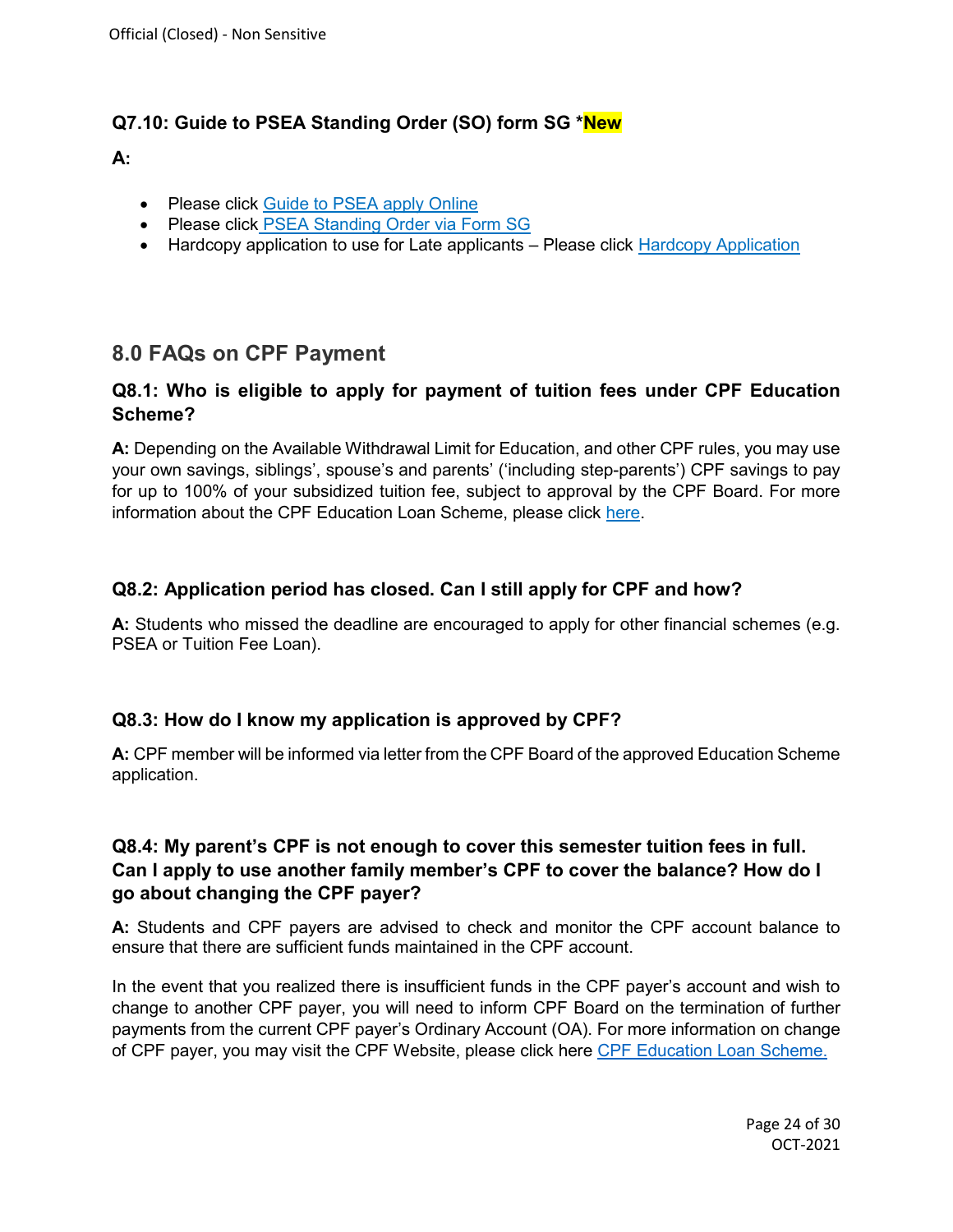### Q7.10: Guide to PSEA Standing Order (SO) form SG *New

**A:**

- Please click Guide to PSEA apply Online
- Please click PSEA Standing Order via Form SG
- Hardcopy application to use for Late applicants – Please click Hardcopy Application

## 8.0 FAQs on CPF Payment

### Q8.1: Who is eligible to apply for payment of tuition fees under CPF Education Scheme?

**A:** Depending on the Available Withdrawal Limit for Education, and other CPF rules, you may use your own savings, siblings', spouse's and parents' ('including step-parents') CPF savings to pay for up to 100% of your subsidized tuition fee, subject to approval by the CPF Board. For more information about the CPF Education Loan Scheme, please click here.

### Q8.2: Application period has closed. Can I still apply for CPF and how?

**A:** Students who missed the deadline are encouraged to apply for other financial schemes (e.g. PSEA or Tuition Fee Loan).

### Q8.3: How do I know my application is approved by CPF?

**A:** CPF member will be informed via letter from the CPF Board of the approved Education Scheme application.

### Q8.4: My parent's CPF is not enough to cover this semester tuition fees in full. Can I apply to use another family member's CPF to cover the balance? How do I go about changing the CPF payer?

**A:** Students and CPF payers are advised to check and monitor the CPF account balance to ensure that there are sufficient funds maintained in the CPF account.

In the event that you realized there is insufficient funds in the CPF payer's account and wish to change to another CPF payer, you will need to inform CPF Board on the termination of further payments from the current CPF payer's Ordinary Account (OA). For more information on change of CPF payer, you may visit the CPF Website, please click here CPF Education Loan Scheme.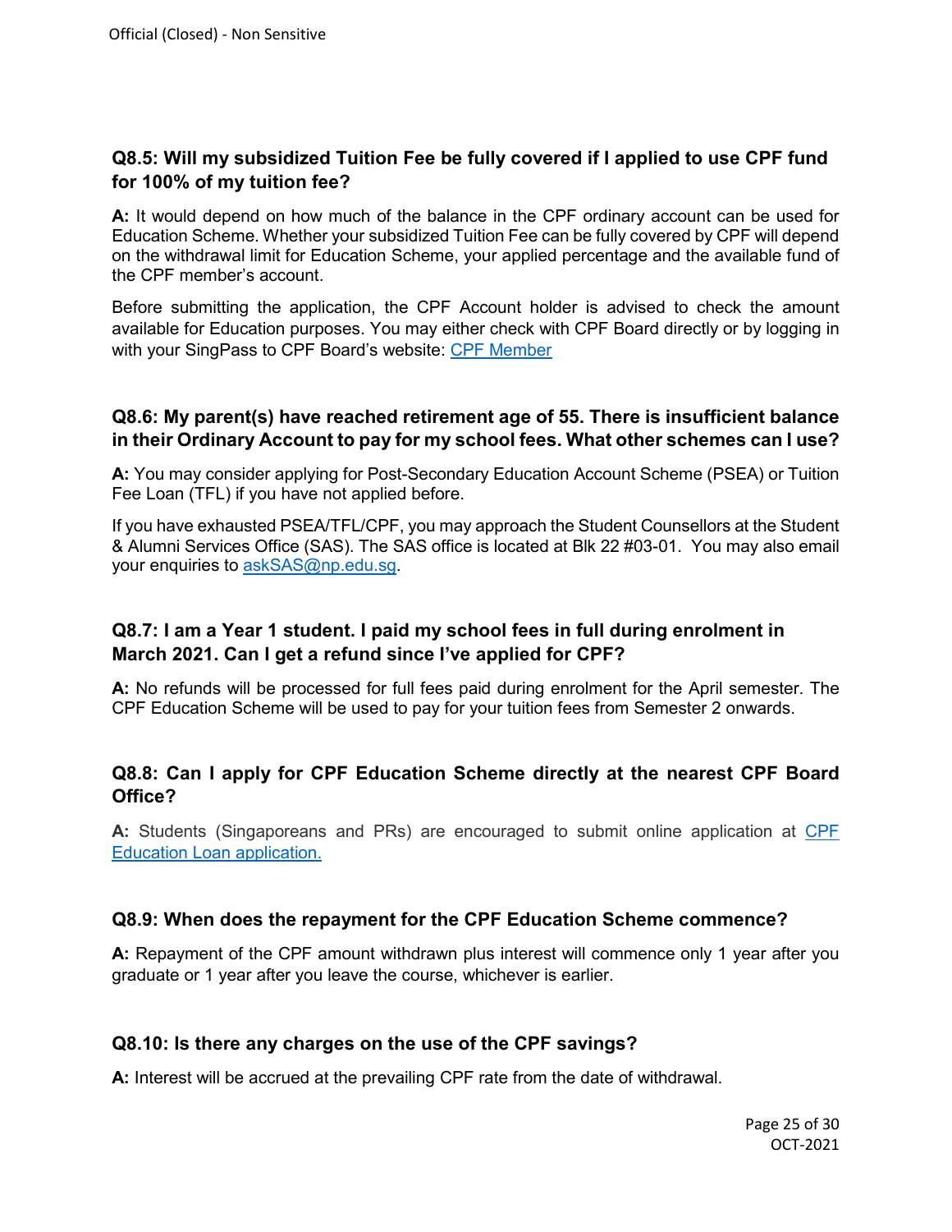### Q8.5: Will my subsidized Tuition Fee be fully covered if I applied to use CPF fund for 100% of my tuition fee?

**A:** It would depend on how much of the balance in the CPF ordinary account can be used for Education Scheme. Whether your subsidized Tuition Fee can be fully covered by CPF will depend on the withdrawal limit for Education Scheme, your applied percentage and the available fund of the CPF member's account.

Before submitting the application, the CPF Account holder is advised to check the amount available for Education purposes. You may either check with CPF Board directly or by logging in with your SingPass to CPF Board's website: CPF Member

### Q8.6: My parent(s) have reached retirement age of 55. There is insufficient balance in their Ordinary Account to pay for my school fees. What other schemes can I use?

**A:** You may consider applying for Post-Secondary Education Account Scheme (PSEA) or Tuition Fee Loan (TFL) if you have not applied before.

If you have exhausted PSEA/TFL/CPF, you may approach the Student Counsellors at the Student & Alumni Services Office (SAS). The SAS office is located at Blk 22 #03-01. You may also email your enquiries to askSAS@np.edu.sg.

### Q8.7: I am a Year 1 student. I paid my school fees in full during enrolment in March 2021. Can I get a refund since I've applied for CPF?

**A:** No refunds will be processed for full fees paid during enrolment for the April semester. The CPF Education Scheme will be used to pay for your tuition fees from Semester 2 onwards.

### Q8.8: Can I apply for CPF Education Scheme directly at the nearest CPF Board Office?

**A:** Students (Singaporeans and PRs) are encouraged to submit online application at CPF Education Loan application.

### Q8.9: When does the repayment for the CPF Education Scheme commence?

**A:** Repayment of the CPF amount withdrawn plus interest will commence only 1 year after you graduate or 1 year after you leave the course, whichever is earlier.

### Q8.10: Is there any charges on the use of the CPF savings?

**A:** Interest will be accrued at the prevailing CPF rate from the date of withdrawal.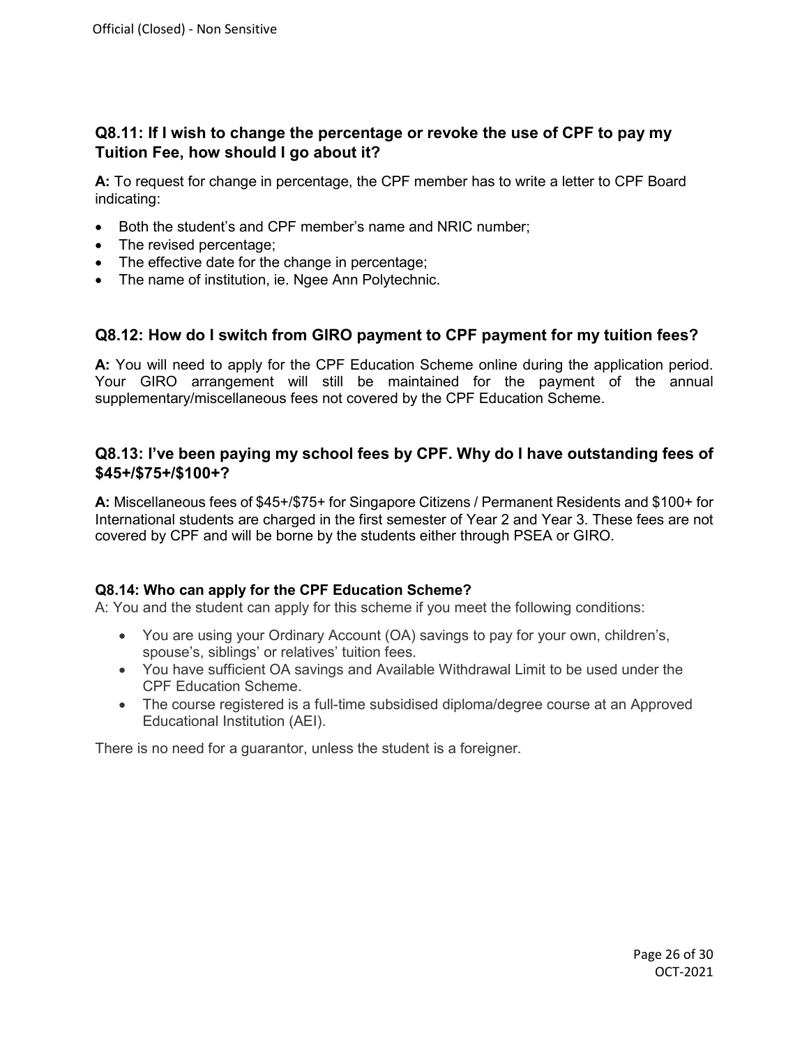### Q8.11: If I wish to change the percentage or revoke the use of CPF to pay my Tuition Fee, how should I go about it?

**A:** To request for change in percentage, the CPF member has to write a letter to CPF Board indicating:

- Both the student's and CPF member's name and NRIC number;
- The revised percentage;
- The effective date for the change in percentage;
- The name of institution, ie. Ngee Ann Polytechnic.

### Q8.12: How do I switch from GIRO payment to CPF payment for my tuition fees?

**A:** You will need to apply for the CPF Education Scheme online during the application period. Your GIRO arrangement will still be maintained for the payment of the annual supplementary/miscellaneous fees not covered by the CPF Education Scheme.

### Q8.13: I've been paying my school fees by CPF. Why do I have outstanding fees of $45+/$75+/$100+?

**A:** Miscellaneous fees of $45+/$75+ for Singapore Citizens / Permanent Residents and $100+ for International students are charged in the first semester of Year 2 and Year 3. These fees are not covered by CPF and will be borne by the students either through PSEA or GIRO.

#### Q8.14: Who can apply for the CPF Education Scheme?

A: You and the student can apply for this scheme if you meet the following conditions:

- You are using your Ordinary Account (OA) savings to pay for your own, children's, spouse's, siblings' or relatives' tuition fees.
- You have sufficient OA savings and Available Withdrawal Limit to be used under the CPF Education Scheme.
- The course registered is a full-time subsidised diploma/degree course at an Approved Educational Institution (AEI).

There is no need for a guarantor, unless the student is a foreigner.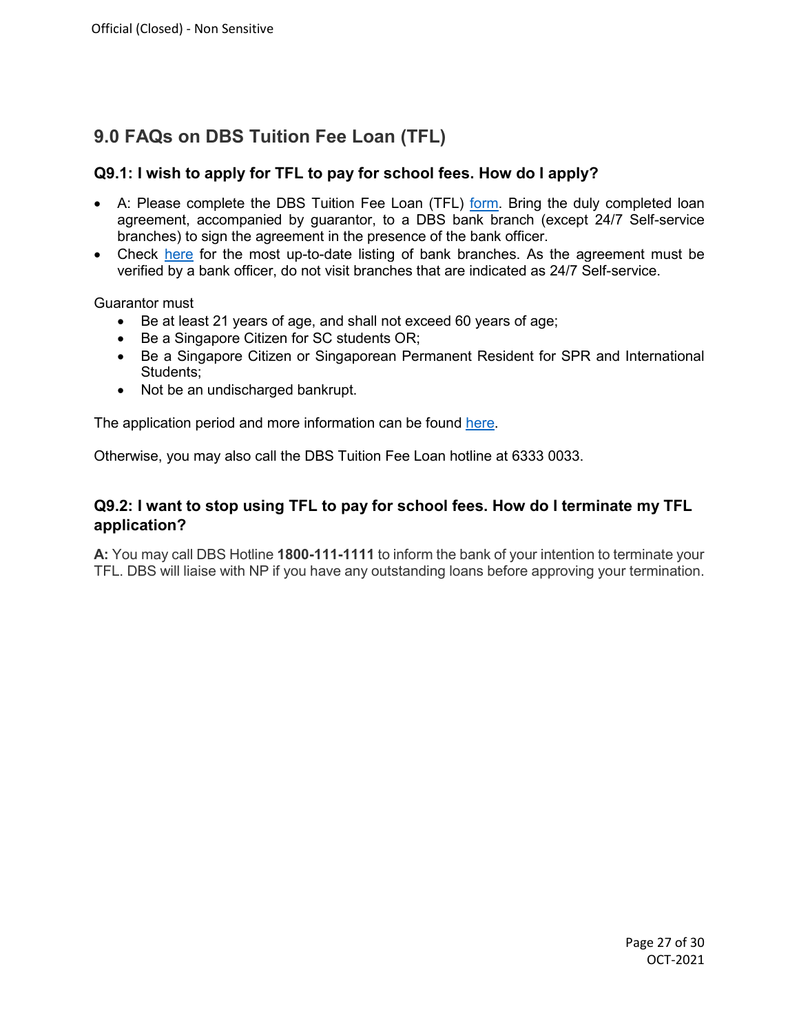## 9.0 FAQs on DBS Tuition Fee Loan (TFL)

### Q9.1: I wish to apply for TFL to pay for school fees. How do I apply?

- A: Please complete the DBS Tuition Fee Loan (TFL) form. Bring the duly completed loan agreement, accompanied by guarantor, to a DBS bank branch (except 24/7 Self-service branches) to sign the agreement in the presence of the bank officer.
- Check here for the most up-to-date listing of bank branches. As the agreement must be verified by a bank officer, do not visit branches that are indicated as 24/7 Self-service.

Guarantor must

- Be at least 21 years of age, and shall not exceed 60 years of age;
- Be a Singapore Citizen for SC students OR;
- Be a Singapore Citizen or Singaporean Permanent Resident for SPR and International Students;
- Not be an undischarged bankrupt.

The application period and more information can be found here.

Otherwise, you may also call the DBS Tuition Fee Loan hotline at 6333 0033.

### Q9.2: I want to stop using TFL to pay for school fees. How do I terminate my TFL application?

**A:** You may call DBS Hotline **1800-111-1111** to inform the bank of your intention to terminate your TFL. DBS will liaise with NP if you have any outstanding loans before approving your termination.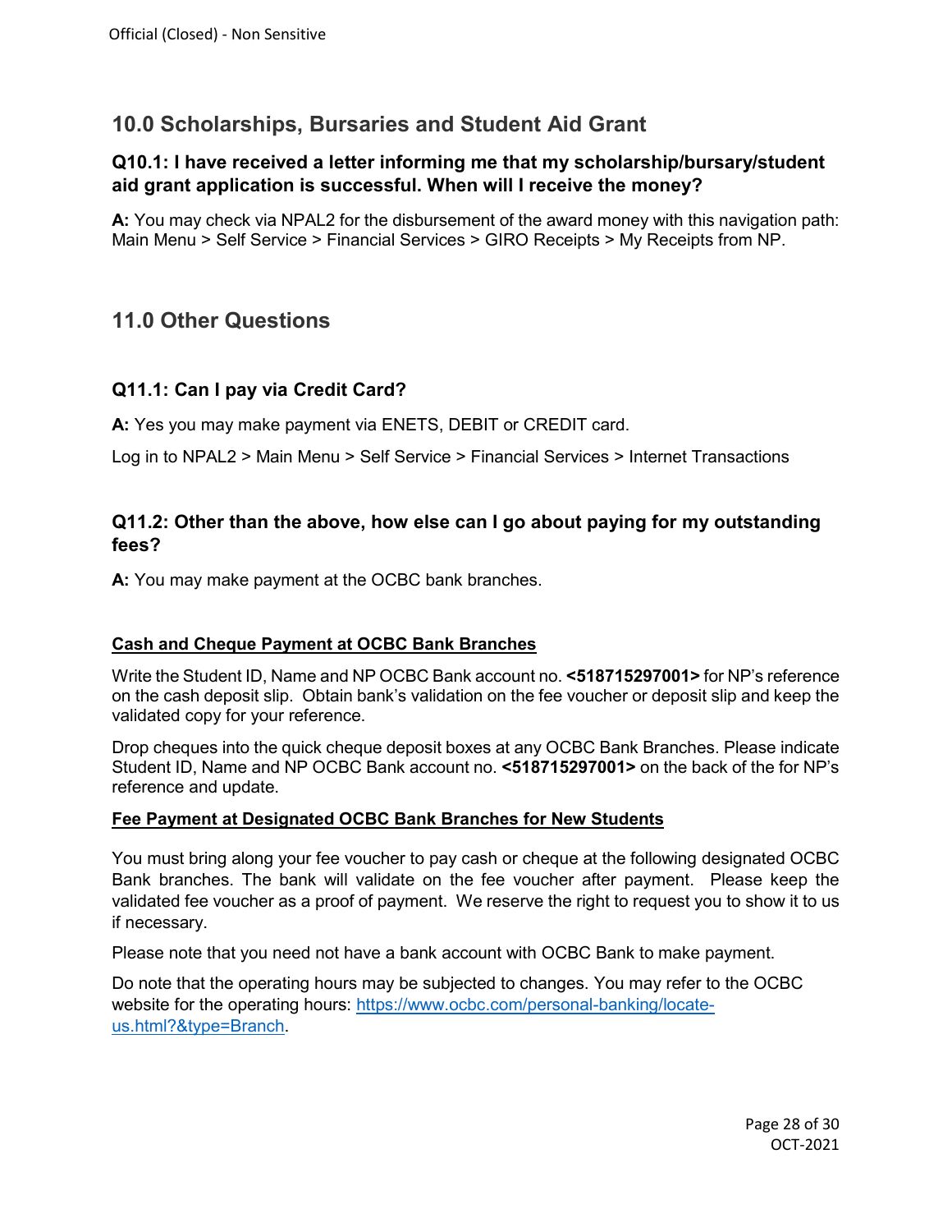## 10.0 Scholarships, Bursaries and Student Aid Grant

### Q10.1: I have received a letter informing me that my scholarship/bursary/student aid grant application is successful. When will I receive the money?

**A:** You may check via NPAL2 for the disbursement of the award money with this navigation path: Main Menu > Self Service > Financial Services > GIRO Receipts > My Receipts from NP.

## 11.0 Other Questions

### Q11.1: Can I pay via Credit Card?

**A:** Yes you may make payment via ENETS, DEBIT or CREDIT card.

Log in to NPAL2 > Main Menu > Self Service > Financial Services > Internet Transactions

### Q11.2: Other than the above, how else can I go about paying for my outstanding fees?

**A:** You may make payment at the OCBC bank branches.

**Cash and Cheque Payment at OCBC Bank Branches**

Write the Student ID, Name and NP OCBC Bank account no. **<518715297001>** for NP's reference on the cash deposit slip. Obtain bank's validation on the fee voucher or deposit slip and keep the validated copy for your reference.

Drop cheques into the quick cheque deposit boxes at any OCBC Bank Branches. Please indicate Student ID, Name and NP OCBC Bank account no. **<518715297001>** on the back of the for NP's reference and update.

**Fee Payment at Designated OCBC Bank Branches for New Students**

You must bring along your fee voucher to pay cash or cheque at the following designated OCBC Bank branches. The bank will validate on the fee voucher after payment. Please keep the validated fee voucher as a proof of payment. We reserve the right to request you to show it to us if necessary.

Please note that you need not have a bank account with OCBC Bank to make payment.

Do note that the operating hours may be subjected to changes. You may refer to the OCBC website for the operating hours: [https://www.ocbc.com/personal-banking/locate-us.html?&type=Branch](https://www.ocbc.com/personal-banking/locate-us.html?&type=Branch).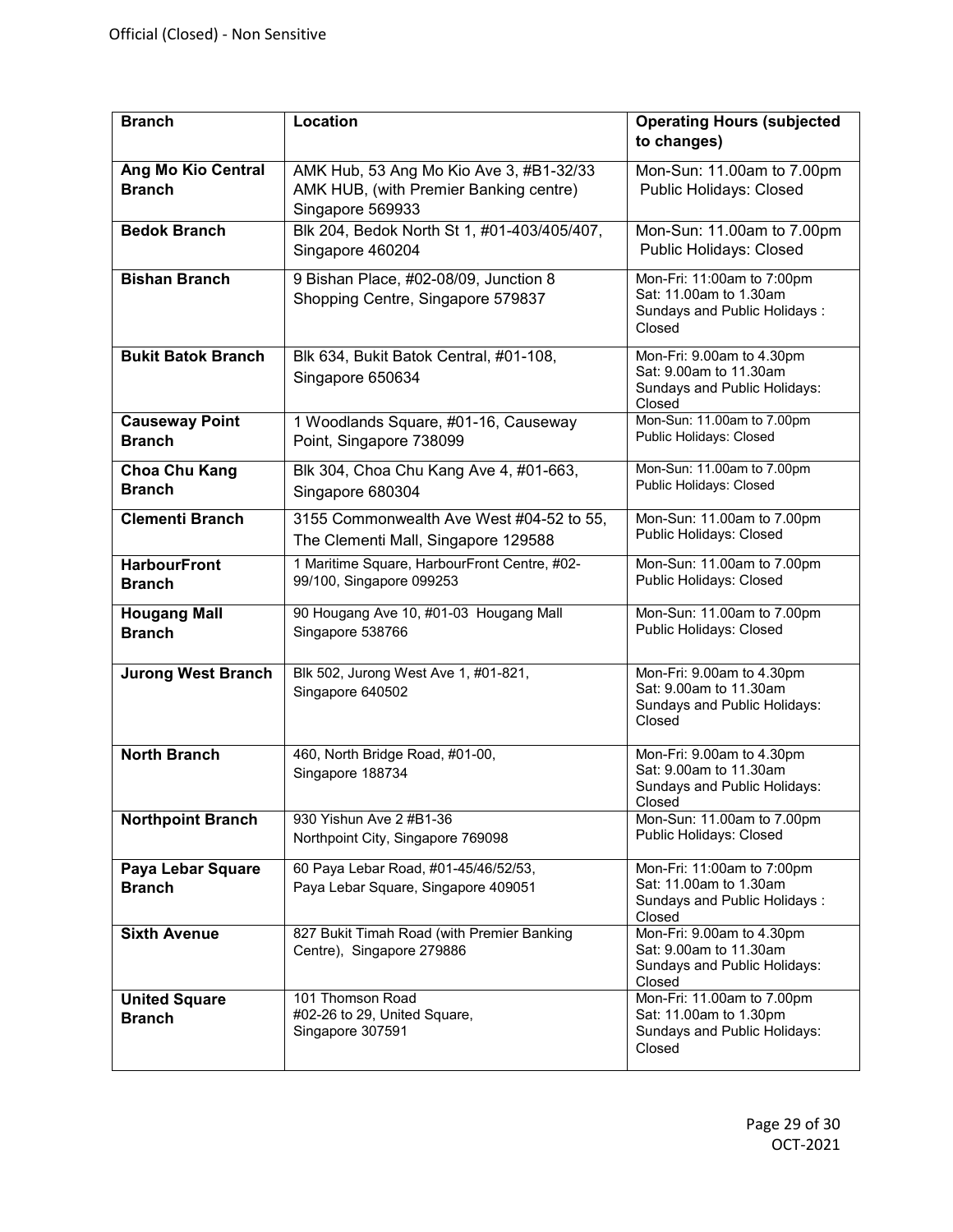| Branch | Location | Operating Hours (subjected to changes) |
|---|---|---|
| **Ang Mo Kio Central Branch** | AMK Hub, 53 Ang Mo Kio Ave 3, #B1-32/33 AMK HUB, (with Premier Banking centre) Singapore 569933 | Mon-Sun: 11.00am to 7.00pm<br>Public Holidays: Closed |
| **Bedok Branch** | Blk 204, Bedok North St 1, #01-403/405/407, Singapore 460204 | Mon-Sun: 11.00am to 7.00pm<br>Public Holidays: Closed |
| **Bishan Branch** | 9 Bishan Place, #02-08/09, Junction 8 Shopping Centre, Singapore 579837 | Mon-Fri: 11:00am to 7:00pm<br>Sat: 11.00am to 1.30am<br>Sundays and Public Holidays : Closed |
| **Bukit Batok Branch** | Blk 634, Bukit Batok Central, #01-108, Singapore 650634 | Mon-Fri: 9.00am to 4.30pm<br>Sat: 9.00am to 11.30am<br>Sundays and Public Holidays: Closed |
| **Causeway Point Branch** | 1 Woodlands Square, #01-16, Causeway Point, Singapore 738099 | Mon-Sun: 11.00am to 7.00pm<br>Public Holidays: Closed |
| **Choa Chu Kang Branch** | Blk 304, Choa Chu Kang Ave 4, #01-663, Singapore 680304 | Mon-Sun: 11.00am to 7.00pm<br>Public Holidays: Closed |
| **Clementi Branch** | 3155 Commonwealth Ave West #04-52 to 55, The Clementi Mall, Singapore 129588 | Mon-Sun: 11.00am to 7.00pm<br>Public Holidays: Closed |
| **HarbourFront Branch** | 1 Maritime Square, HarbourFront Centre, #02-99/100, Singapore 099253 | Mon-Sun: 11.00am to 7.00pm<br>Public Holidays: Closed |
| **Hougang Mall Branch** | 90 Hougang Ave 10, #01-03 Hougang Mall Singapore 538766 | Mon-Sun: 11.00am to 7.00pm<br>Public Holidays: Closed |
| **Jurong West Branch** | Blk 502, Jurong West Ave 1, #01-821, Singapore 640502 | Mon-Fri: 9.00am to 4.30pm<br>Sat: 9.00am to 11.30am<br>Sundays and Public Holidays: Closed |
| **North Branch** | 460, North Bridge Road, #01-00, Singapore 188734 | Mon-Fri: 9.00am to 4.30pm<br>Sat: 9.00am to 11.30am<br>Sundays and Public Holidays: Closed |
| **Northpoint Branch** | 930 Yishun Ave 2 #B1-36 Northpoint City, Singapore 769098 | Mon-Sun: 11.00am to 7.00pm<br>Public Holidays: Closed |
| **Paya Lebar Square Branch** | 60 Paya Lebar Road, #01-45/46/52/53, Paya Lebar Square, Singapore 409051 | Mon-Fri: 11:00am to 7:00pm<br>Sat: 11.00am to 1.30am<br>Sundays and Public Holidays : Closed |
| **Sixth Avenue** | 827 Bukit Timah Road (with Premier Banking Centre), Singapore 279886 | Mon-Fri: 9.00am to 4.30pm<br>Sat: 9.00am to 11.30am<br>Sundays and Public Holidays: Closed |
| **United Square Branch** | 101 Thomson Road #02-26 to 29, United Square, Singapore 307591 | Mon-Fri: 11.00am to 7.00pm<br>Sat: 11.00am to 1.30pm<br>Sundays and Public Holidays: Closed |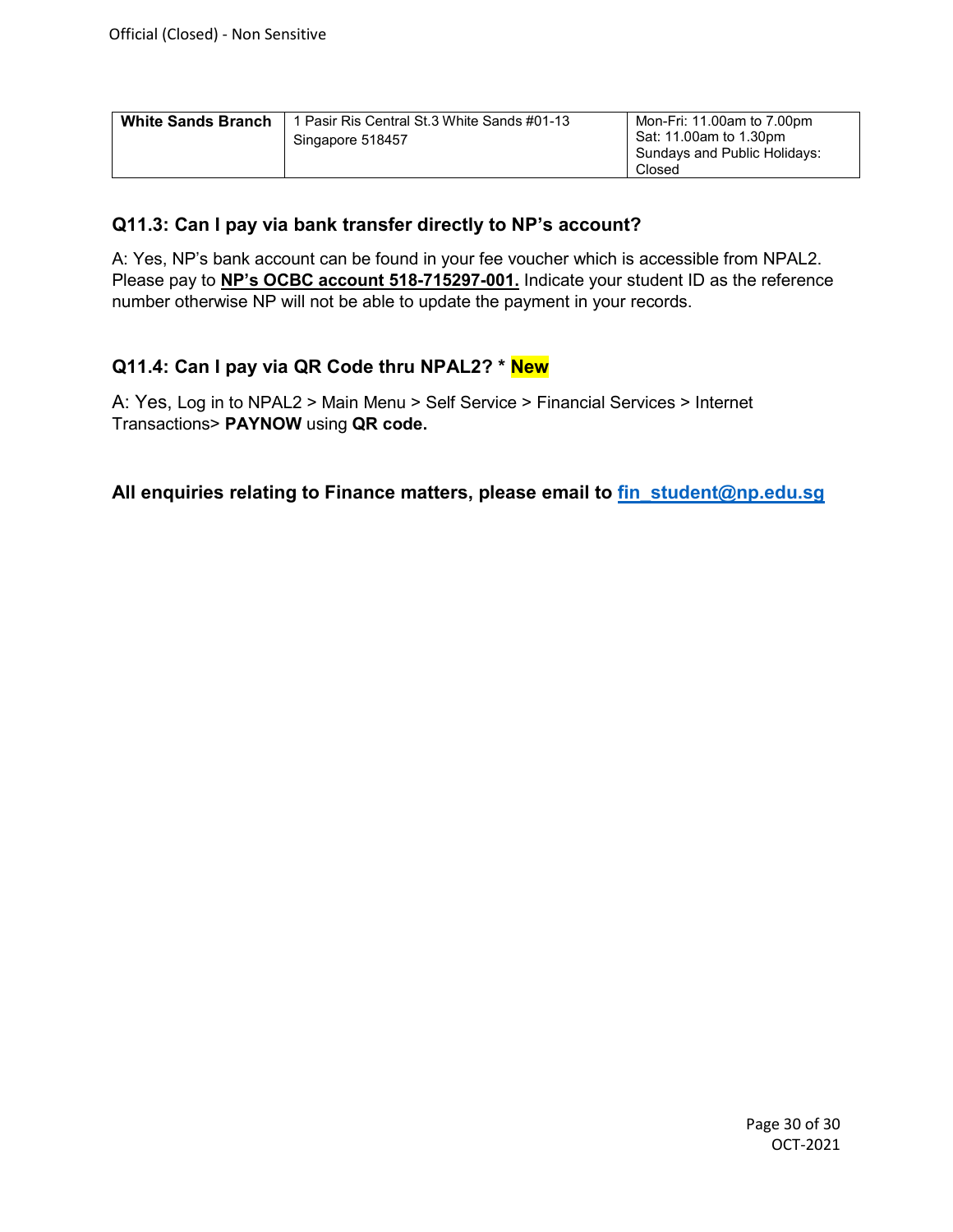| | | |
|---|---|---|
| **White Sands Branch** | 1 Pasir Ris Central St.3 White Sands #01-13 Singapore 518457 | Mon-Fri: 11.00am to 7.00pm<br>Sat: 11.00am to 1.30pm<br>Sundays and Public Holidays: Closed |

### Q11.3: Can I pay via bank transfer directly to NP's account?

A: Yes, NP's bank account can be found in your fee voucher which is accessible from NPAL2. Please pay to **NP's OCBC account 518-715297-001.** Indicate your student ID as the reference number otherwise NP will not be able to update the payment in your records.

### Q11.4: Can I pay via QR Code thru NPAL2? * New

A: Yes, Log in to NPAL2 > Main Menu > Self Service > Financial Services > Internet Transactions> **PAYNOW** using **QR code.**

**All enquiries relating to Finance matters, please email to fin_student@np.edu.sg**